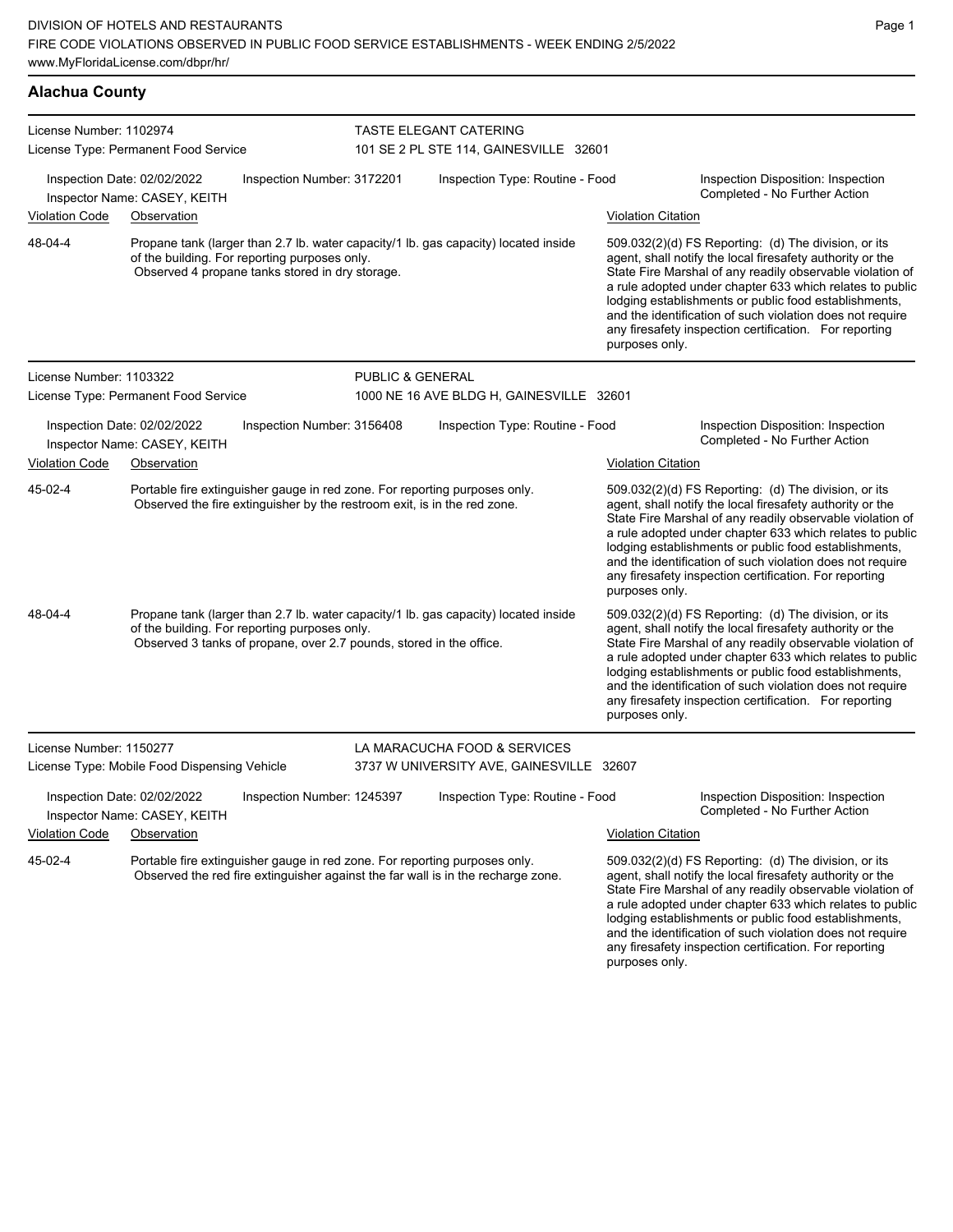DIVISION OF HOTELS AND RESTAURANTS
FIRE CODE VIOLATIONS OBSERVED IN PUBLIC FOOD SERVICE ESTABLISHMENTS - WEEK ENDING 2/5/2022
www.MyFloridaLicense.com/dbpr/hr/

## Alachua County

**License Number:** 1102974
**License Type:** Permanent Food Service
**TASTE ELEGANT CATERING**
101 SE 2 PL STE 114, GAINESVILLE 32601

Inspection Date: 02/02/2022
Inspector Name: CASEY, KEITH
Inspection Number: 3172201
Inspection Type: Routine - Food
Inspection Disposition: Inspection Completed - No Further Action

| Violation Code | Observation | Violation Citation |
| --- | --- | --- |
| 48-04-4 | Propane tank (larger than 2.7 lb. water capacity/1 lb. gas capacity) located inside of the building. For reporting purposes only. Observed 4 propane tanks stored in dry storage. | 509.032(2)(d) FS Reporting: (d) The division, or its agent, shall notify the local firesafety authority or the State Fire Marshal of any readily observable violation of a rule adopted under chapter 633 which relates to public lodging establishments or public food establishments, and the identification of such violation does not require any firesafety inspection certification. For reporting purposes only. |

**License Number:** 1103322
**License Type:** Permanent Food Service
**PUBLIC & GENERAL**
1000 NE 16 AVE BLDG H, GAINESVILLE 32601

Inspection Date: 02/02/2022
Inspector Name: CASEY, KEITH
Inspection Number: 3156408
Inspection Type: Routine - Food
Inspection Disposition: Inspection Completed - No Further Action

| Violation Code | Observation | Violation Citation |
| --- | --- | --- |
| 45-02-4 | Portable fire extinguisher gauge in red zone. For reporting purposes only. Observed the fire extinguisher by the restroom exit, is in the red zone. | 509.032(2)(d) FS Reporting: (d) The division, or its agent, shall notify the local firesafety authority or the State Fire Marshal of any readily observable violation of a rule adopted under chapter 633 which relates to public lodging establishments or public food establishments, and the identification of such violation does not require any firesafety inspection certification. For reporting purposes only. |
| 48-04-4 | Propane tank (larger than 2.7 lb. water capacity/1 lb. gas capacity) located inside of the building. For reporting purposes only. Observed 3 tanks of propane, over 2.7 pounds, stored in the office. | 509.032(2)(d) FS Reporting: (d) The division, or its agent, shall notify the local firesafety authority or the State Fire Marshal of any readily observable violation of a rule adopted under chapter 633 which relates to public lodging establishments or public food establishments, and the identification of such violation does not require any firesafety inspection certification. For reporting purposes only. |

**License Number:** 1150277
**License Type:** Mobile Food Dispensing Vehicle
**LA MARACUCHA FOOD & SERVICES**
3737 W UNIVERSITY AVE, GAINESVILLE 32607

Inspection Date: 02/02/2022
Inspector Name: CASEY, KEITH
Inspection Number: 1245397
Inspection Type: Routine - Food
Inspection Disposition: Inspection Completed - No Further Action

| Violation Code | Observation | Violation Citation |
| --- | --- | --- |
| 45-02-4 | Portable fire extinguisher gauge in red zone. For reporting purposes only. Observed the red fire extinguisher against the far wall is in the recharge zone. | 509.032(2)(d) FS Reporting: (d) The division, or its agent, shall notify the local firesafety authority or the State Fire Marshal of any readily observable violation of a rule adopted under chapter 633 which relates to public lodging establishments or public food establishments, and the identification of such violation does not require any firesafety inspection certification. For reporting purposes only. |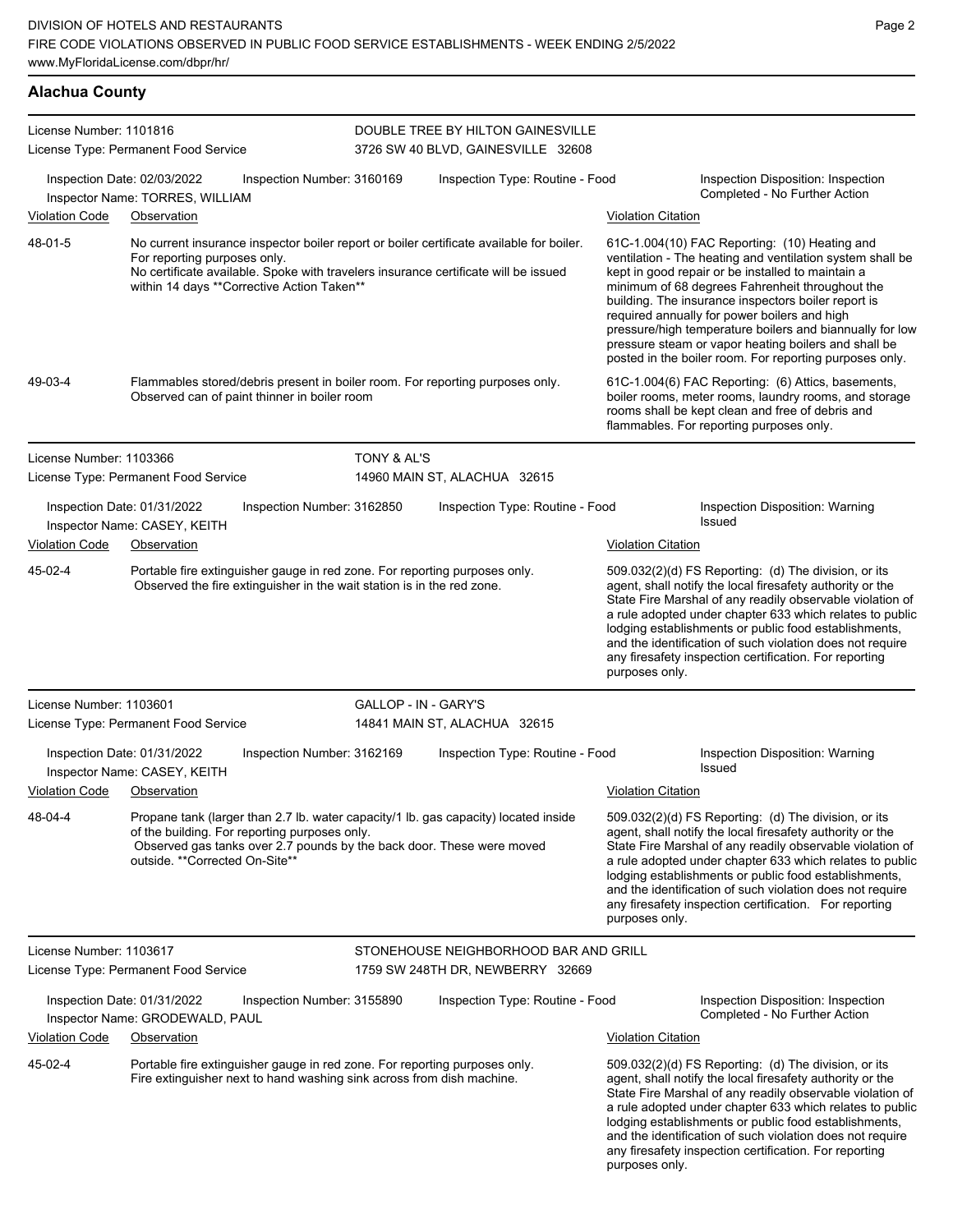## Alachua County

**License Number:** 1101816
**License Type:** Permanent Food Service

**DOUBLE TREE BY HILTON GAINESVILLE**
3726 SW 40 BLVD, GAINESVILLE 32608

**Inspection Date:** 02/03/2022 **Inspection Number:** 3160169 **Inspection Type:** Routine - Food **Inspection Disposition:** Inspection Completed - No Further Action
**Inspector Name:** TORRES, WILLIAM

| Violation Code | Observation | Violation Citation |
|---|---|---|
| 48-01-5 | No current insurance inspector boiler report or boiler certificate available for boiler. For reporting purposes only. No certificate available. Spoke with travelers insurance certificate will be issued within 14 days **Corrective Action Taken** | 61C-1.004(10) FAC Reporting: (10) Heating and ventilation - The heating and ventilation system shall be kept in good repair or be installed to maintain a minimum of 68 degrees Fahrenheit throughout the building. The insurance inspectors boiler report is required annually for power boilers and high pressure/high temperature boilers and biannually for low pressure steam or vapor heating boilers and shall be posted in the boiler room. For reporting purposes only. |
| 49-03-4 | Flammables stored/debris present in boiler room. For reporting purposes only. Observed can of paint thinner in boiler room | 61C-1.004(6) FAC Reporting: (6) Attics, basements, boiler rooms, meter rooms, laundry rooms, and storage rooms shall be kept clean and free of debris and flammables. For reporting purposes only. |

**License Number:** 1103366
**License Type:** Permanent Food Service

**TONY & AL'S**
14960 MAIN ST, ALACHUA 32615

**Inspection Date:** 01/31/2022 **Inspection Number:** 3162850 **Inspection Type:** Routine - Food **Inspection Disposition:** Warning Issued
**Inspector Name:** CASEY, KEITH

| Violation Code | Observation | Violation Citation |
|---|---|---|
| 45-02-4 | Portable fire extinguisher gauge in red zone. For reporting purposes only. Observed the fire extinguisher in the wait station is in the red zone. | 509.032(2)(d) FS Reporting: (d) The division, or its agent, shall notify the local firesafety authority or the State Fire Marshal of any readily observable violation of a rule adopted under chapter 633 which relates to public lodging establishments or public food establishments, and the identification of such violation does not require any firesafety inspection certification. For reporting purposes only. |

**License Number:** 1103601
**License Type:** Permanent Food Service

**GALLOP - IN - GARY'S**
14841 MAIN ST, ALACHUA 32615

**Inspection Date:** 01/31/2022 **Inspection Number:** 3162169 **Inspection Type:** Routine - Food **Inspection Disposition:** Warning Issued
**Inspector Name:** CASEY, KEITH

| Violation Code | Observation | Violation Citation |
|---|---|---|
| 48-04-4 | Propane tank (larger than 2.7 lb. water capacity/1 lb. gas capacity) located inside of the building. For reporting purposes only. Observed gas tanks over 2.7 pounds by the back door. These were moved outside. **Corrected On-Site** | 509.032(2)(d) FS Reporting: (d) The division, or its agent, shall notify the local firesafety authority or the State Fire Marshal of any readily observable violation of a rule adopted under chapter 633 which relates to public lodging establishments or public food establishments, and the identification of such violation does not require any firesafety inspection certification. For reporting purposes only. |

**License Number:** 1103617
**License Type:** Permanent Food Service

**STONEHOUSE NEIGHBORHOOD BAR AND GRILL**
1759 SW 248TH DR, NEWBERRY 32669

**Inspection Date:** 01/31/2022 **Inspection Number:** 3155890 **Inspection Type:** Routine - Food **Inspection Disposition:** Inspection Completed - No Further Action
**Inspector Name:** GRODEWALD, PAUL

| Violation Code | Observation | Violation Citation |
|---|---|---|
| 45-02-4 | Portable fire extinguisher gauge in red zone. For reporting purposes only. Fire extinguisher next to hand washing sink across from dish machine. | 509.032(2)(d) FS Reporting: (d) The division, or its agent, shall notify the local firesafety authority or the State Fire Marshal of any readily observable violation of a rule adopted under chapter 633 which relates to public lodging establishments or public food establishments, and the identification of such violation does not require any firesafety inspection certification. For reporting purposes only. |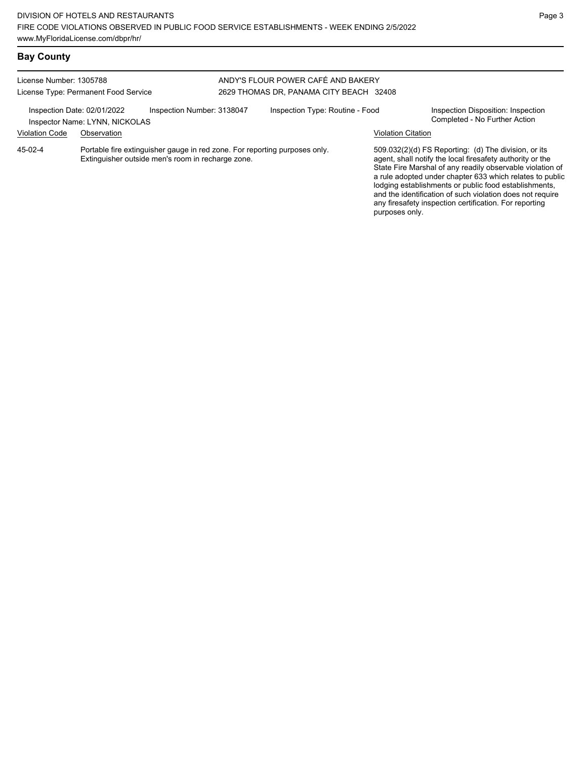## Bay County

License Number: 1305788
License Type: Permanent Food Service

ANDY'S FLOUR POWER CAFÉ AND BAKERY
2629 THOMAS DR, PANAMA CITY BEACH 32408

Inspection Date: 02/01/2022 | Inspection Number: 3138047 | Inspection Type: Routine - Food | Inspection Disposition: Inspection Completed - No Further Action

Inspector Name: LYNN, NICKOLAS

| Violation Code | Observation | Violation Citation |
| --- | --- | --- |
| 45-02-4 | Portable fire extinguisher gauge in red zone. For reporting purposes only. Extinguisher outside men's room in recharge zone. | 509.032(2)(d) FS Reporting: (d) The division, or its agent, shall notify the local firesafety authority or the State Fire Marshal of any readily observable violation of a rule adopted under chapter 633 which relates to public lodging establishments or public food establishments, and the identification of such violation does not require any firesafety inspection certification. For reporting purposes only. |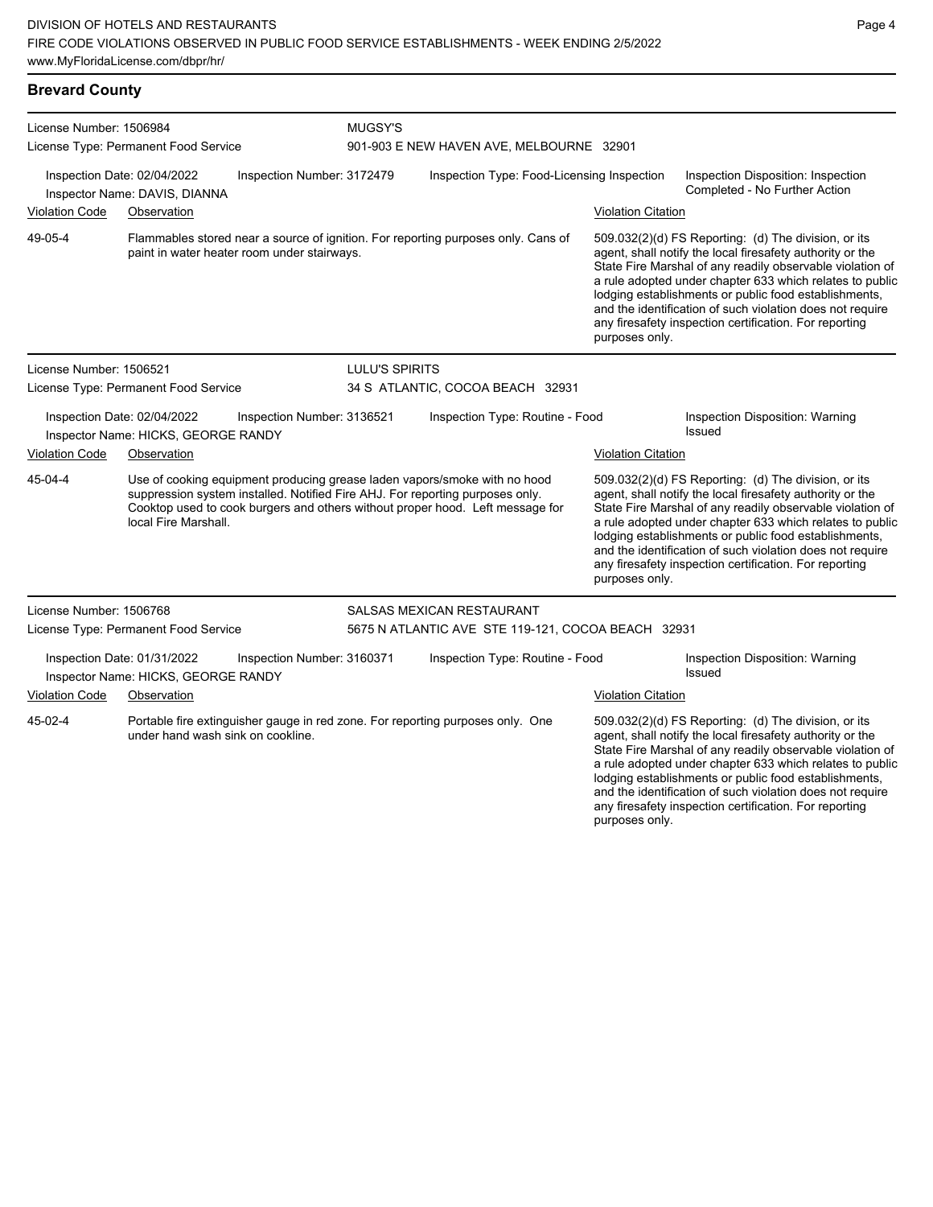## Brevard County

**License Number:** 1506984
**License Type:** Permanent Food Service
**MUGSY'S**
901-903 E NEW HAVEN AVE, MELBOURNE 32901

**Inspection Date:** 02/04/2022
**Inspector Name:** DAVIS, DIANNA
**Inspection Number:** 3172479
**Inspection Type:** Food-Licensing Inspection
**Inspection Disposition:** Inspection Completed - No Further Action

| Violation Code | Observation | Violation Citation |
| --- | --- | --- |
| 49-05-4 | Flammables stored near a source of ignition. For reporting purposes only. Cans of paint in water heater room under stairways. | 509.032(2)(d) FS Reporting: (d) The division, or its agent, shall notify the local firesafety authority or the State Fire Marshal of any readily observable violation of a rule adopted under chapter 633 which relates to public lodging establishments or public food establishments, and the identification of such violation does not require any firesafety inspection certification. For reporting purposes only. |

**License Number:** 1506521
**License Type:** Permanent Food Service
**LULU'S SPIRITS**
34 S ATLANTIC, COCOA BEACH 32931

**Inspection Date:** 02/04/2022
**Inspector Name:** HICKS, GEORGE RANDY
**Inspection Number:** 3136521
**Inspection Type:** Routine - Food
**Inspection Disposition:** Warning Issued

| Violation Code | Observation | Violation Citation |
| --- | --- | --- |
| 45-04-4 | Use of cooking equipment producing grease laden vapors/smoke with no hood suppression system installed. Notified Fire AHJ. For reporting purposes only. Cooktop used to cook burgers and others without proper hood. Left message for local Fire Marshall. | 509.032(2)(d) FS Reporting: (d) The division, or its agent, shall notify the local firesafety authority or the State Fire Marshal of any readily observable violation of a rule adopted under chapter 633 which relates to public lodging establishments or public food establishments, and the identification of such violation does not require any firesafety inspection certification. For reporting purposes only. |

**License Number:** 1506768
**License Type:** Permanent Food Service
**SALSAS MEXICAN RESTAURANT**
5675 N ATLANTIC AVE STE 119-121, COCOA BEACH 32931

**Inspection Date:** 01/31/2022
**Inspector Name:** HICKS, GEORGE RANDY
**Inspection Number:** 3160371
**Inspection Type:** Routine - Food
**Inspection Disposition:** Warning Issued

| Violation Code | Observation | Violation Citation |
| --- | --- | --- |
| 45-02-4 | Portable fire extinguisher gauge in red zone. For reporting purposes only. One under hand wash sink on cookline. | 509.032(2)(d) FS Reporting: (d) The division, or its agent, shall notify the local firesafety authority or the State Fire Marshal of any readily observable violation of a rule adopted under chapter 633 which relates to public lodging establishments or public food establishments, and the identification of such violation does not require any firesafety inspection certification. For reporting purposes only. |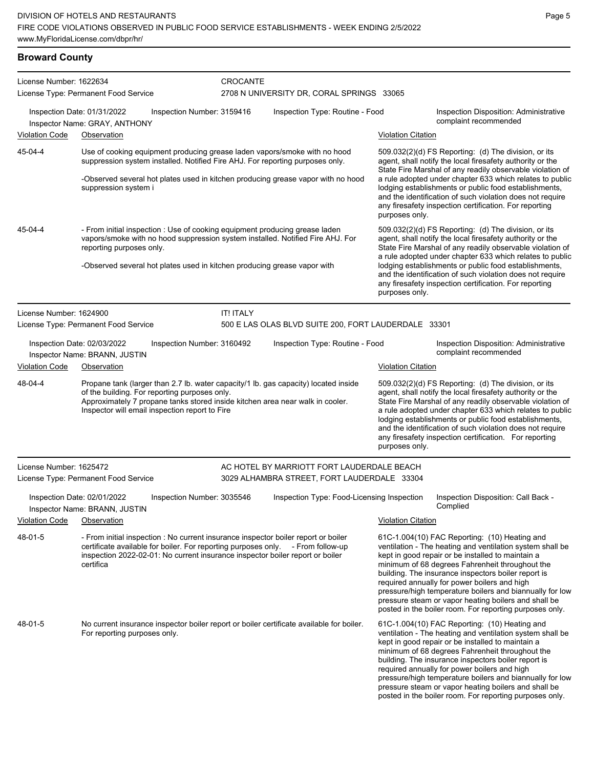## Broward County

**License Number:** 1622634
**License Type:** Permanent Food Service

**CROCANTE**
2708 N UNIVERSITY DR, CORAL SPRINGS 33065

Inspection Date: 01/31/2022 | Inspection Number: 3159416 | Inspection Type: Routine - Food | Inspection Disposition: Administrative complaint recommended
Inspector Name: GRAY, ANTHONY

| Violation Code | Observation | Violation Citation |
|---|---|---|
| 45-04-4 | Use of cooking equipment producing grease laden vapors/smoke with no hood suppression system installed. Notified Fire AHJ. For reporting purposes only.<br><br>-Observed several hot plates used in kitchen producing grease vapor with no hood suppression system i | 509.032(2)(d) FS Reporting: (d) The division, or its agent, shall notify the local firesafety authority or the State Fire Marshal of any readily observable violation of a rule adopted under chapter 633 which relates to public lodging establishments or public food establishments, and the identification of such violation does not require any firesafety inspection certification. For reporting purposes only. |
| 45-04-4 | - From initial inspection : Use of cooking equipment producing grease laden vapors/smoke with no hood suppression system installed. Notified Fire AHJ. For reporting purposes only.<br><br>-Observed several hot plates used in kitchen producing grease vapor with | 509.032(2)(d) FS Reporting: (d) The division, or its agent, shall notify the local firesafety authority or the State Fire Marshal of any readily observable violation of a rule adopted under chapter 633 which relates to public lodging establishments or public food establishments, and the identification of such violation does not require any firesafety inspection certification. For reporting purposes only. |

**License Number:** 1624900
**License Type:** Permanent Food Service

**IT! ITALY**
500 E LAS OLAS BLVD SUITE 200, FORT LAUDERDALE 33301

Inspection Date: 02/03/2022 | Inspection Number: 3160492 | Inspection Type: Routine - Food | Inspection Disposition: Administrative complaint recommended
Inspector Name: BRANN, JUSTIN

| Violation Code | Observation | Violation Citation |
|---|---|---|
| 48-04-4 | Propane tank (larger than 2.7 lb. water capacity/1 lb. gas capacity) located inside of the building. For reporting purposes only.<br>Approximately 7 propane tanks stored inside kitchen area near walk in cooler.<br>Inspector will email inspection report to Fire | 509.032(2)(d) FS Reporting: (d) The division, or its agent, shall notify the local firesafety authority or the State Fire Marshal of any readily observable violation of a rule adopted under chapter 633 which relates to public lodging establishments or public food establishments, and the identification of such violation does not require any firesafety inspection certification. For reporting purposes only. |

**License Number:** 1625472
**License Type:** Permanent Food Service

**AC HOTEL BY MARRIOTT FORT LAUDERDALE BEACH**
3029 ALHAMBRA STREET, FORT LAUDERDALE 33304

Inspection Date: 02/01/2022 | Inspection Number: 3035546 | Inspection Type: Food-Licensing Inspection | Inspection Disposition: Call Back - Complied
Inspector Name: BRANN, JUSTIN

| Violation Code | Observation | Violation Citation |
|---|---|---|
| 48-01-5 | - From initial inspection : No current insurance inspector boiler report or boiler certificate available for boiler. For reporting purposes only. - From follow-up inspection 2022-02-01: No current insurance inspector boiler report or boiler certifica | 61C-1.004(10) FAC Reporting: (10) Heating and ventilation - The heating and ventilation system shall be kept in good repair or be installed to maintain a minimum of 68 degrees Fahrenheit throughout the building. The insurance inspectors boiler report is required annually for power boilers and high pressure/high temperature boilers and biannually for low pressure steam or vapor heating boilers and shall be posted in the boiler room. For reporting purposes only. |
| 48-01-5 | No current insurance inspector boiler report or boiler certificate available for boiler. For reporting purposes only. | 61C-1.004(10) FAC Reporting: (10) Heating and ventilation - The heating and ventilation system shall be kept in good repair or be installed to maintain a minimum of 68 degrees Fahrenheit throughout the building. The insurance inspectors boiler report is required annually for power boilers and high pressure/high temperature boilers and biannually for low pressure steam or vapor heating boilers and shall be posted in the boiler room. For reporting purposes only. |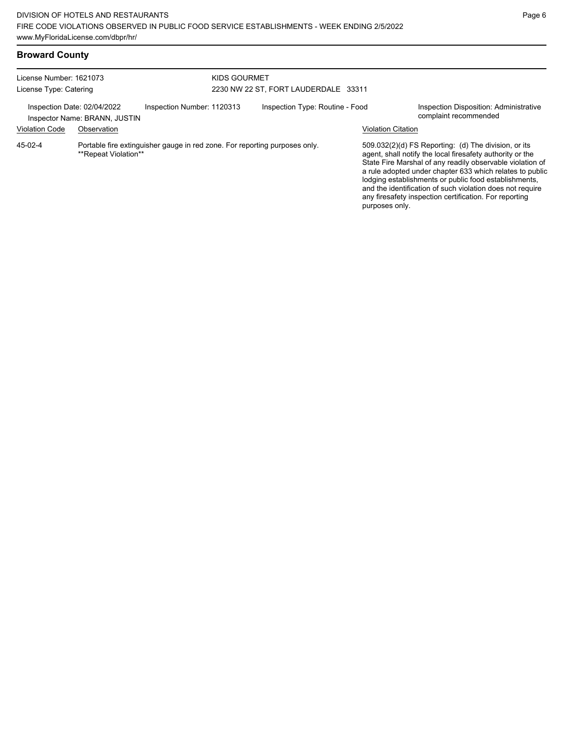## Broward County

License Number: 1621073
License Type: Catering

KIDS GOURMET
2230 NW 22 ST, FORT LAUDERDALE 33311

Inspection Date: 02/04/2022
Inspector Name: BRANN, JUSTIN
Inspection Number: 1120313
Inspection Type: Routine - Food
Inspection Disposition: Administrative complaint recommended

| Violation Code | Observation | Violation Citation |
|---|---|---|
| 45-02-4 | Portable fire extinguisher gauge in red zone. For reporting purposes only. **Repeat Violation** | 509.032(2)(d) FS Reporting: (d) The division, or its agent, shall notify the local firesafety authority or the State Fire Marshal of any readily observable violation of a rule adopted under chapter 633 which relates to public lodging establishments or public food establishments, and the identification of such violation does not require any firesafety inspection certification. For reporting purposes only. |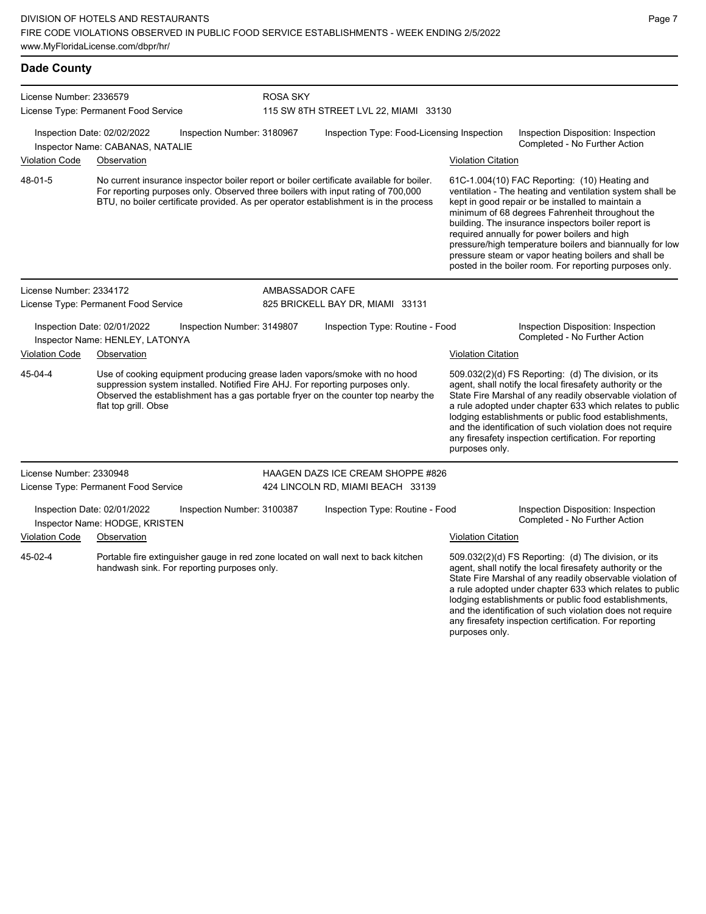## Dade County

**License Number:** 2336579
**License Type:** Permanent Food Service

**ROSA SKY**
115 SW 8TH STREET LVL 22, MIAMI 33130

**Inspection Date:** 02/02/2022
**Inspection Number:** 3180967
**Inspection Type:** Food-Licensing Inspection
**Inspection Disposition:** Inspection Completed - No Further Action
**Inspector Name:** CABANAS, NATALIE

| Violation Code | Observation | Violation Citation |
|---|---|---|
| 48-01-5 | No current insurance inspector boiler report or boiler certificate available for boiler. For reporting purposes only. Observed three boilers with input rating of 700,000 BTU, no boiler certificate provided. As per operator establishment is in the process | 61C-1.004(10) FAC Reporting: (10) Heating and ventilation - The heating and ventilation system shall be kept in good repair or be installed to maintain a minimum of 68 degrees Fahrenheit throughout the building. The insurance inspectors boiler report is required annually for power boilers and high pressure/high temperature boilers and biannually for low pressure steam or vapor heating boilers and shall be posted in the boiler room. For reporting purposes only. |

---

**License Number:** 2334172
**License Type:** Permanent Food Service

**AMBASSADOR CAFE**
825 BRICKELL BAY DR, MIAMI 33131

**Inspection Date:** 02/01/2022
**Inspection Number:** 3149807
**Inspection Type:** Routine - Food
**Inspection Disposition:** Inspection Completed - No Further Action
**Inspector Name:** HENLEY, LATONYA

| Violation Code | Observation | Violation Citation |
|---|---|---|
| 45-04-4 | Use of cooking equipment producing grease laden vapors/smoke with no hood suppression system installed. Notified Fire AHJ. For reporting purposes only. Observed the establishment has a gas portable fryer on the counter top nearby the flat top grill. Obse | 509.032(2)(d) FS Reporting: (d) The division, or its agent, shall notify the local firesafety authority or the State Fire Marshal of any readily observable violation of a rule adopted under chapter 633 which relates to public lodging establishments or public food establishments, and the identification of such violation does not require any firesafety inspection certification. For reporting purposes only. |

---

**License Number:** 2330948
**License Type:** Permanent Food Service

**HAAGEN DAZS ICE CREAM SHOPPE #826**
424 LINCOLN RD, MIAMI BEACH 33139

**Inspection Date:** 02/01/2022
**Inspection Number:** 3100387
**Inspection Type:** Routine - Food
**Inspection Disposition:** Inspection Completed - No Further Action
**Inspector Name:** HODGE, KRISTEN

| Violation Code | Observation | Violation Citation |
|---|---|---|
| 45-02-4 | Portable fire extinguisher gauge in red zone located on wall next to back kitchen handwash sink. For reporting purposes only. | 509.032(2)(d) FS Reporting: (d) The division, or its agent, shall notify the local firesafety authority or the State Fire Marshal of any readily observable violation of a rule adopted under chapter 633 which relates to public lodging establishments or public food establishments, and the identification of such violation does not require any firesafety inspection certification. For reporting purposes only. |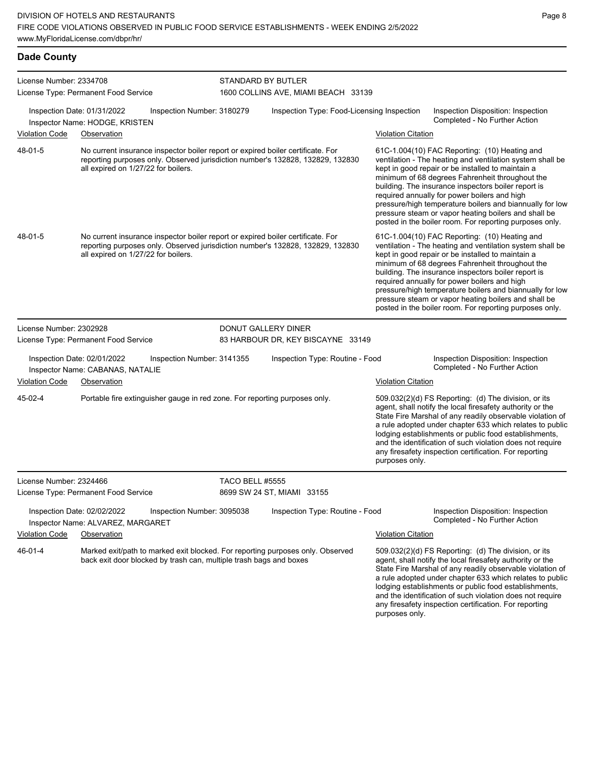## Dade County

**License Number:** 2334708
**License Type:** Permanent Food Service
**STANDARD BY BUTLER**
1600 COLLINS AVE, MIAMI BEACH 33139

**Inspection Date:** 01/31/2022 **Inspection Number:** 3180279 **Inspection Type:** Food-Licensing Inspection **Inspection Disposition:** Inspection Completed - No Further Action
**Inspector Name:** HODGE, KRISTEN

| Violation Code | Observation | Violation Citation |
|---|---|---|
| 48-01-5 | No current insurance inspector boiler report or expired boiler certificate. For reporting purposes only. Observed jurisdiction number's 132828, 132829, 132830 all expired on 1/27/22 for boilers. | 61C-1.004(10) FAC Reporting: (10) Heating and ventilation - The heating and ventilation system shall be kept in good repair or be installed to maintain a minimum of 68 degrees Fahrenheit throughout the building. The insurance inspectors boiler report is required annually for power boilers and high pressure/high temperature boilers and biannually for low pressure steam or vapor heating boilers and shall be posted in the boiler room. For reporting purposes only. |
| 48-01-5 | No current insurance inspector boiler report or expired boiler certificate. For reporting purposes only. Observed jurisdiction number's 132828, 132829, 132830 all expired on 1/27/22 for boilers. | 61C-1.004(10) FAC Reporting: (10) Heating and ventilation - The heating and ventilation system shall be kept in good repair or be installed to maintain a minimum of 68 degrees Fahrenheit throughout the building. The insurance inspectors boiler report is required annually for power boilers and high pressure/high temperature boilers and biannually for low pressure steam or vapor heating boilers and shall be posted in the boiler room. For reporting purposes only. |

**License Number:** 2302928
**License Type:** Permanent Food Service
**DONUT GALLERY DINER**
83 HARBOUR DR, KEY BISCAYNE 33149

**Inspection Date:** 02/01/2022 **Inspection Number:** 3141355 **Inspection Type:** Routine - Food **Inspection Disposition:** Inspection Completed - No Further Action
**Inspector Name:** CABANAS, NATALIE

| Violation Code | Observation | Violation Citation |
|---|---|---|
| 45-02-4 | Portable fire extinguisher gauge in red zone. For reporting purposes only. | 509.032(2)(d) FS Reporting: (d) The division, or its agent, shall notify the local firesafety authority or the State Fire Marshal of any readily observable violation of a rule adopted under chapter 633 which relates to public lodging establishments or public food establishments, and the identification of such violation does not require any firesafety inspection certification. For reporting purposes only. |

**License Number:** 2324466
**License Type:** Permanent Food Service
**TACO BELL #5555**
8699 SW 24 ST, MIAMI 33155

**Inspection Date:** 02/02/2022 **Inspection Number:** 3095038 **Inspection Type:** Routine - Food **Inspection Disposition:** Inspection Completed - No Further Action
**Inspector Name:** ALVAREZ, MARGARET

| Violation Code | Observation | Violation Citation |
|---|---|---|
| 46-01-4 | Marked exit/path to marked exit blocked. For reporting purposes only. Observed back exit door blocked by trash can, multiple trash bags and boxes | 509.032(2)(d) FS Reporting: (d) The division, or its agent, shall notify the local firesafety authority or the State Fire Marshal of any readily observable violation of a rule adopted under chapter 633 which relates to public lodging establishments or public food establishments, and the identification of such violation does not require any firesafety inspection certification. For reporting purposes only. |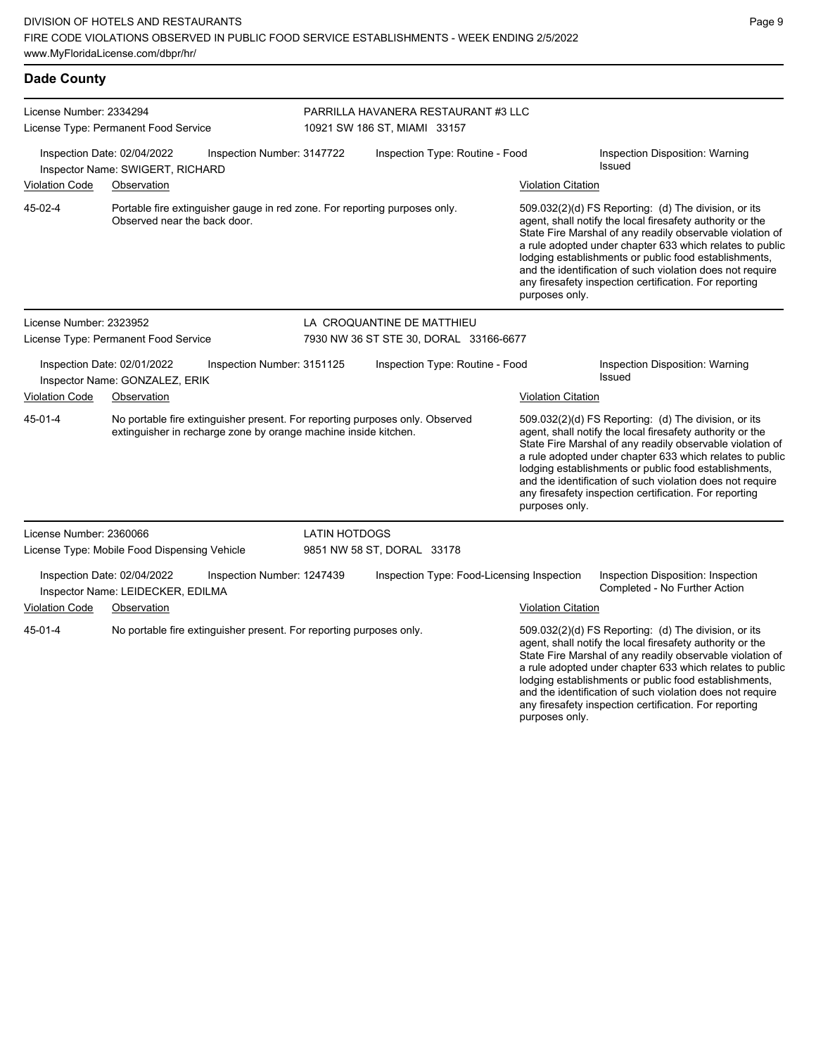## Dade County

**License Number:** 2334294
**License Type:** Permanent Food Service
**PARRILLA HAVANERA RESTAURANT #3 LLC**
10921 SW 186 ST, MIAMI 33157

**Inspection Date:** 02/04/2022
**Inspection Number:** 3147722
**Inspection Type:** Routine - Food
**Inspection Disposition:** Warning Issued
**Inspector Name:** SWIGERT, RICHARD

| Violation Code | Observation | Violation Citation |
| --- | --- | --- |
| 45-02-4 | Portable fire extinguisher gauge in red zone. For reporting purposes only. Observed near the back door. | 509.032(2)(d) FS Reporting: (d) The division, or its agent, shall notify the local firesafety authority or the State Fire Marshal of any readily observable violation of a rule adopted under chapter 633 which relates to public lodging establishments or public food establishments, and the identification of such violation does not require any firesafety inspection certification. For reporting purposes only. |

**License Number:** 2323952
**License Type:** Permanent Food Service
**LA CROQUANTINE DE MATTHIEU**
7930 NW 36 ST STE 30, DORAL 33166-6677

**Inspection Date:** 02/01/2022
**Inspection Number:** 3151125
**Inspection Type:** Routine - Food
**Inspection Disposition:** Warning Issued
**Inspector Name:** GONZALEZ, ERIK

| Violation Code | Observation | Violation Citation |
| --- | --- | --- |
| 45-01-4 | No portable fire extinguisher present. For reporting purposes only. Observed extinguisher in recharge zone by orange machine inside kitchen. | 509.032(2)(d) FS Reporting: (d) The division, or its agent, shall notify the local firesafety authority or the State Fire Marshal of any readily observable violation of a rule adopted under chapter 633 which relates to public lodging establishments or public food establishments, and the identification of such violation does not require any firesafety inspection certification. For reporting purposes only. |

**License Number:** 2360066
**License Type:** Mobile Food Dispensing Vehicle
**LATIN HOTDOGS**
9851 NW 58 ST, DORAL 33178

**Inspection Date:** 02/04/2022
**Inspection Number:** 1247439
**Inspection Type:** Food-Licensing Inspection
**Inspection Disposition:** Inspection Completed - No Further Action
**Inspector Name:** LEIDECKER, EDILMA

| Violation Code | Observation | Violation Citation |
| --- | --- | --- |
| 45-01-4 | No portable fire extinguisher present. For reporting purposes only. | 509.032(2)(d) FS Reporting: (d) The division, or its agent, shall notify the local firesafety authority or the State Fire Marshal of any readily observable violation of a rule adopted under chapter 633 which relates to public lodging establishments or public food establishments, and the identification of such violation does not require any firesafety inspection certification. For reporting purposes only. |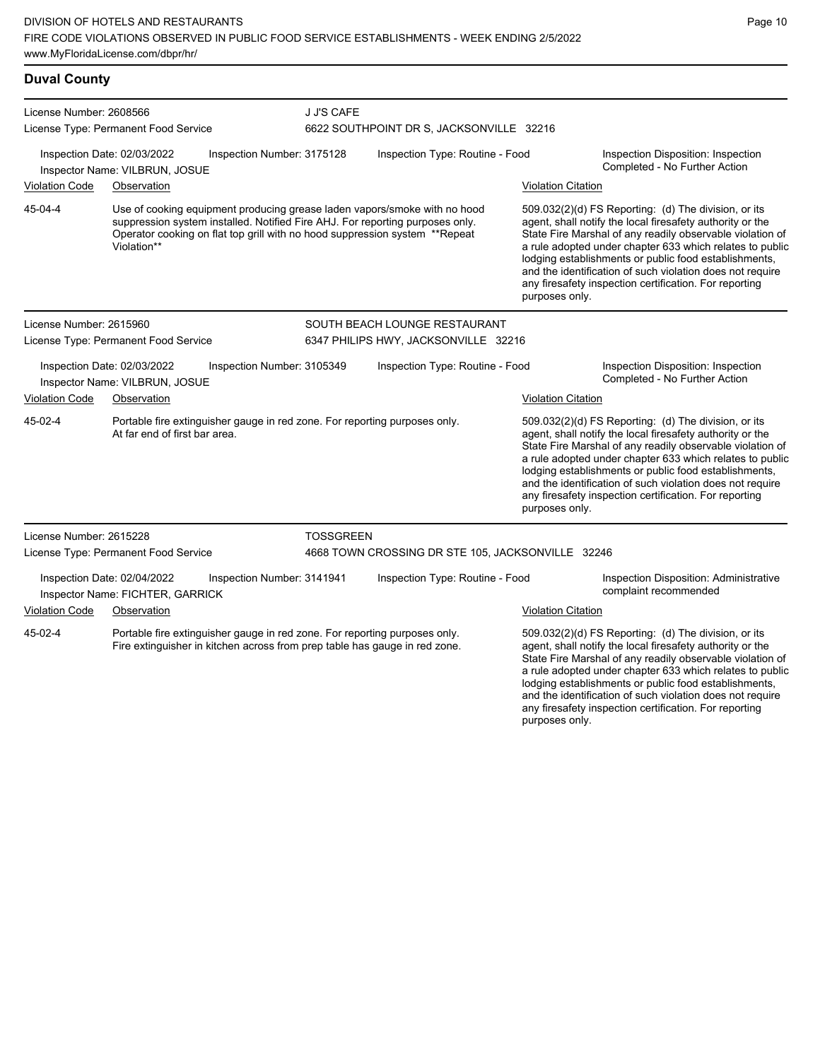## Duval County

**License Number:** 2608566
**License Type:** Permanent Food Service
**J J'S CAFE**
6622 SOUTHPOINT DR S, JACKSONVILLE 32216

**Inspection Date:** 02/03/2022 | **Inspection Number:** 3175128 | **Inspection Type:** Routine - Food | **Inspection Disposition:** Inspection Completed - No Further Action
**Inspector Name:** VILBRUN, JOSUE

| Violation Code | Observation | Violation Citation |
|---|---|---|
| 45-04-4 | Use of cooking equipment producing grease laden vapors/smoke with no hood suppression system installed. Notified Fire AHJ. For reporting purposes only. Operator cooking on flat top grill with no hood suppression system **Repeat Violation** | 509.032(2)(d) FS Reporting: (d) The division, or its agent, shall notify the local firesafety authority or the State Fire Marshal of any readily observable violation of a rule adopted under chapter 633 which relates to public lodging establishments or public food establishments, and the identification of such violation does not require any firesafety inspection certification. For reporting purposes only. |

**License Number:** 2615960
**License Type:** Permanent Food Service
**SOUTH BEACH LOUNGE RESTAURANT**
6347 PHILIPS HWY, JACKSONVILLE 32216

**Inspection Date:** 02/03/2022 | **Inspection Number:** 3105349 | **Inspection Type:** Routine - Food | **Inspection Disposition:** Inspection Completed - No Further Action
**Inspector Name:** VILBRUN, JOSUE

| Violation Code | Observation | Violation Citation |
|---|---|---|
| 45-02-4 | Portable fire extinguisher gauge in red zone. For reporting purposes only. At far end of first bar area. | 509.032(2)(d) FS Reporting: (d) The division, or its agent, shall notify the local firesafety authority or the State Fire Marshal of any readily observable violation of a rule adopted under chapter 633 which relates to public lodging establishments or public food establishments, and the identification of such violation does not require any firesafety inspection certification. For reporting purposes only. |

**License Number:** 2615228
**License Type:** Permanent Food Service
**TOSSGREEN**
4668 TOWN CROSSING DR STE 105, JACKSONVILLE 32246

**Inspection Date:** 02/04/2022 | **Inspection Number:** 3141941 | **Inspection Type:** Routine - Food | **Inspection Disposition:** Administrative complaint recommended
**Inspector Name:** FICHTER, GARRICK

| Violation Code | Observation | Violation Citation |
|---|---|---|
| 45-02-4 | Portable fire extinguisher gauge in red zone. For reporting purposes only. Fire extinguisher in kitchen across from prep table has gauge in red zone. | 509.032(2)(d) FS Reporting: (d) The division, or its agent, shall notify the local firesafety authority or the State Fire Marshal of any readily observable violation of a rule adopted under chapter 633 which relates to public lodging establishments or public food establishments, and the identification of such violation does not require any firesafety inspection certification. For reporting purposes only. |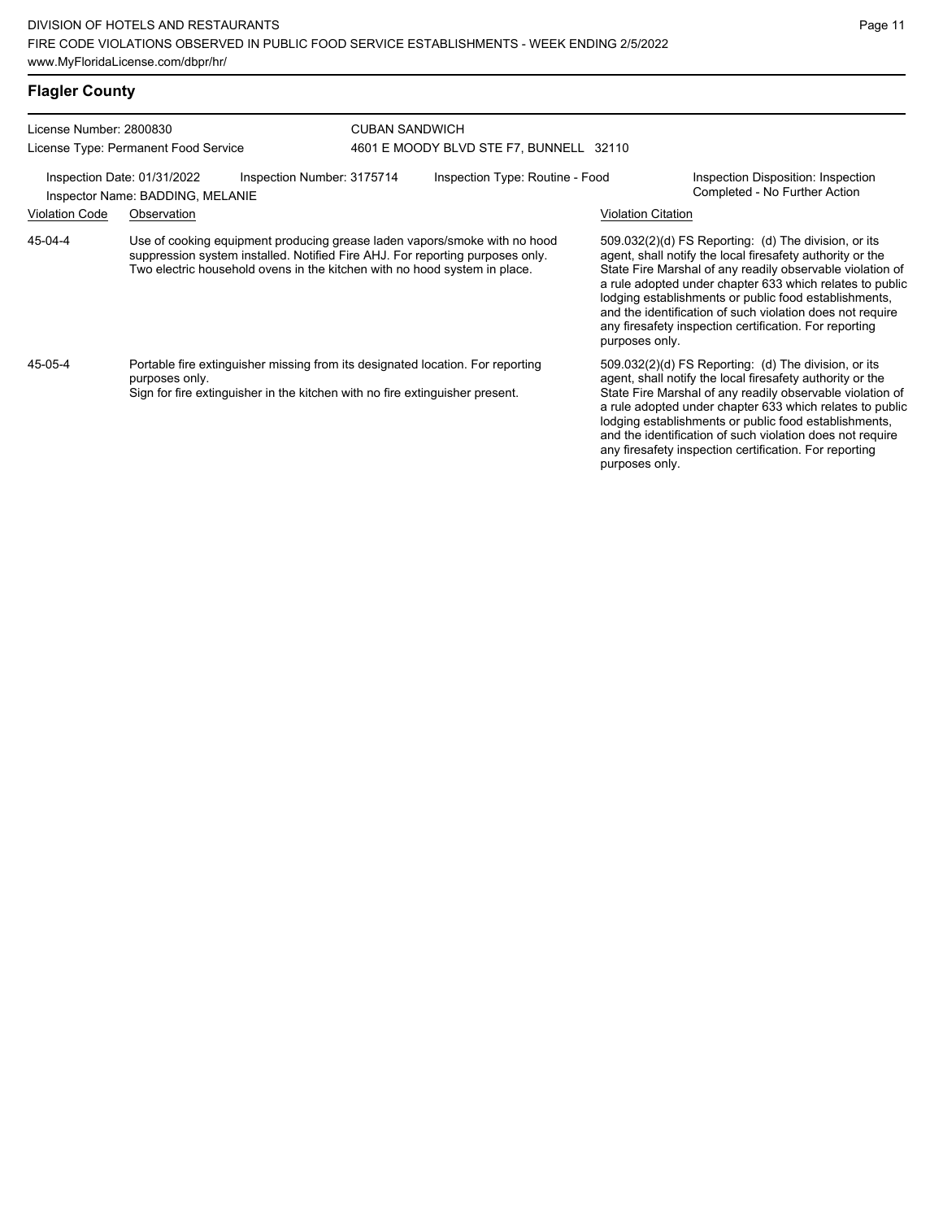## Flagler County

License Number: 2800830
License Type: Permanent Food Service

CUBAN SANDWICH
4601 E MOODY BLVD STE F7, BUNNELL 32110

Inspection Date: 01/31/2022 Inspection Number: 3175714 Inspection Type: Routine - Food
Inspector Name: BADDING, MELANIE
Inspection Disposition: Inspection Completed - No Further Action

| Violation Code | Observation | Violation Citation |
|---|---|---|
| 45-04-4 | Use of cooking equipment producing grease laden vapors/smoke with no hood suppression system installed. Notified Fire AHJ. For reporting purposes only. Two electric household ovens in the kitchen with no hood system in place. | 509.032(2)(d) FS Reporting: (d) The division, or its agent, shall notify the local firesafety authority or the State Fire Marshal of any readily observable violation of a rule adopted under chapter 633 which relates to public lodging establishments or public food establishments, and the identification of such violation does not require any firesafety inspection certification. For reporting purposes only. |
| 45-05-4 | Portable fire extinguisher missing from its designated location. For reporting purposes only. Sign for fire extinguisher in the kitchen with no fire extinguisher present. | 509.032(2)(d) FS Reporting: (d) The division, or its agent, shall notify the local firesafety authority or the State Fire Marshal of any readily observable violation of a rule adopted under chapter 633 which relates to public lodging establishments or public food establishments, and the identification of such violation does not require any firesafety inspection certification. For reporting purposes only. |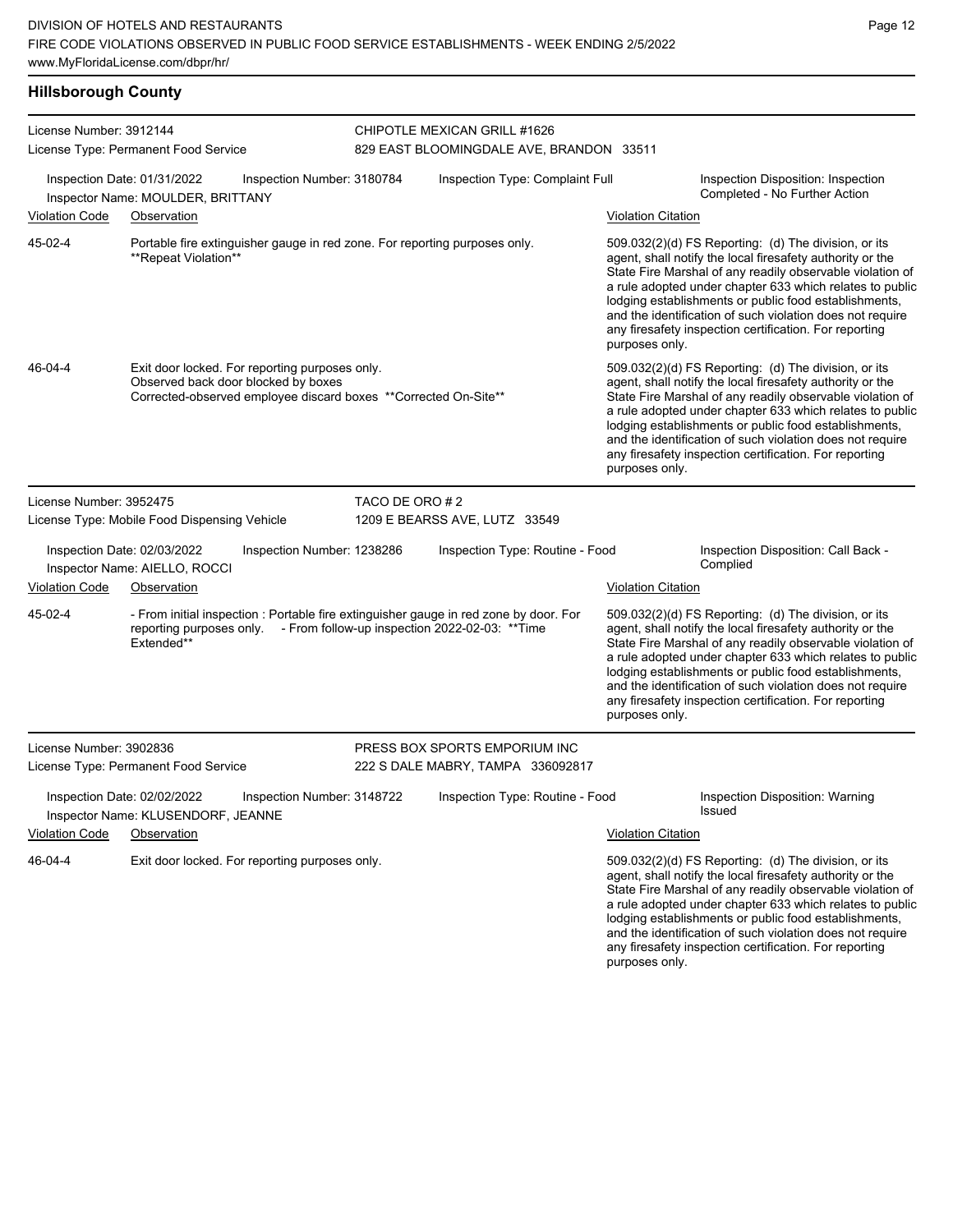## Hillsborough County

**License Number:** 3912144
**License Type:** Permanent Food Service
**CHIPOTLE MEXICAN GRILL #1626**
829 EAST BLOOMINGDALE AVE, BRANDON 33511

Inspection Date: 01/31/2022 | Inspection Number: 3180784 | Inspection Type: Complaint Full | Inspection Disposition: Inspection Completed - No Further Action
Inspector Name: MOULDER, BRITTANY

| Violation Code | Observation | Violation Citation |
|---|---|---|
| 45-02-4 | Portable fire extinguisher gauge in red zone. For reporting purposes only. **Repeat Violation** | 509.032(2)(d) FS Reporting: (d) The division, or its agent, shall notify the local firesafety authority or the State Fire Marshal of any readily observable violation of a rule adopted under chapter 633 which relates to public lodging establishments or public food establishments, and the identification of such violation does not require any firesafety inspection certification. For reporting purposes only. |
| 46-04-4 | Exit door locked. For reporting purposes only. Observed back door blocked by boxes Corrected-observed employee discard boxes **Corrected On-Site** | 509.032(2)(d) FS Reporting: (d) The division, or its agent, shall notify the local firesafety authority or the State Fire Marshal of any readily observable violation of a rule adopted under chapter 633 which relates to public lodging establishments or public food establishments, and the identification of such violation does not require any firesafety inspection certification. For reporting purposes only. |

---

**License Number:** 3952475
**License Type:** Mobile Food Dispensing Vehicle
**TACO DE ORO # 2**
1209 E BEARSS AVE, LUTZ 33549

Inspection Date: 02/03/2022 | Inspection Number: 1238286 | Inspection Type: Routine - Food | Inspection Disposition: Call Back - Complied
Inspector Name: AIELLO, ROCCI

| Violation Code | Observation | Violation Citation |
|---|---|---|
| 45-02-4 | - From initial inspection : Portable fire extinguisher gauge in red zone by door. For reporting purposes only. - From follow-up inspection 2022-02-03: **Time Extended** | 509.032(2)(d) FS Reporting: (d) The division, or its agent, shall notify the local firesafety authority or the State Fire Marshal of any readily observable violation of a rule adopted under chapter 633 which relates to public lodging establishments or public food establishments, and the identification of such violation does not require any firesafety inspection certification. For reporting purposes only. |

---

**License Number:** 3902836
**License Type:** Permanent Food Service
**PRESS BOX SPORTS EMPORIUM INC**
222 S DALE MABRY, TAMPA 336092817

Inspection Date: 02/02/2022 | Inspection Number: 3148722 | Inspection Type: Routine - Food | Inspection Disposition: Warning Issued
Inspector Name: KLUSENDORF, JEANNE

| Violation Code | Observation | Violation Citation |
|---|---|---|
| 46-04-4 | Exit door locked. For reporting purposes only. | 509.032(2)(d) FS Reporting: (d) The division, or its agent, shall notify the local firesafety authority or the State Fire Marshal of any readily observable violation of a rule adopted under chapter 633 which relates to public lodging establishments or public food establishments, and the identification of such violation does not require any firesafety inspection certification. For reporting purposes only. |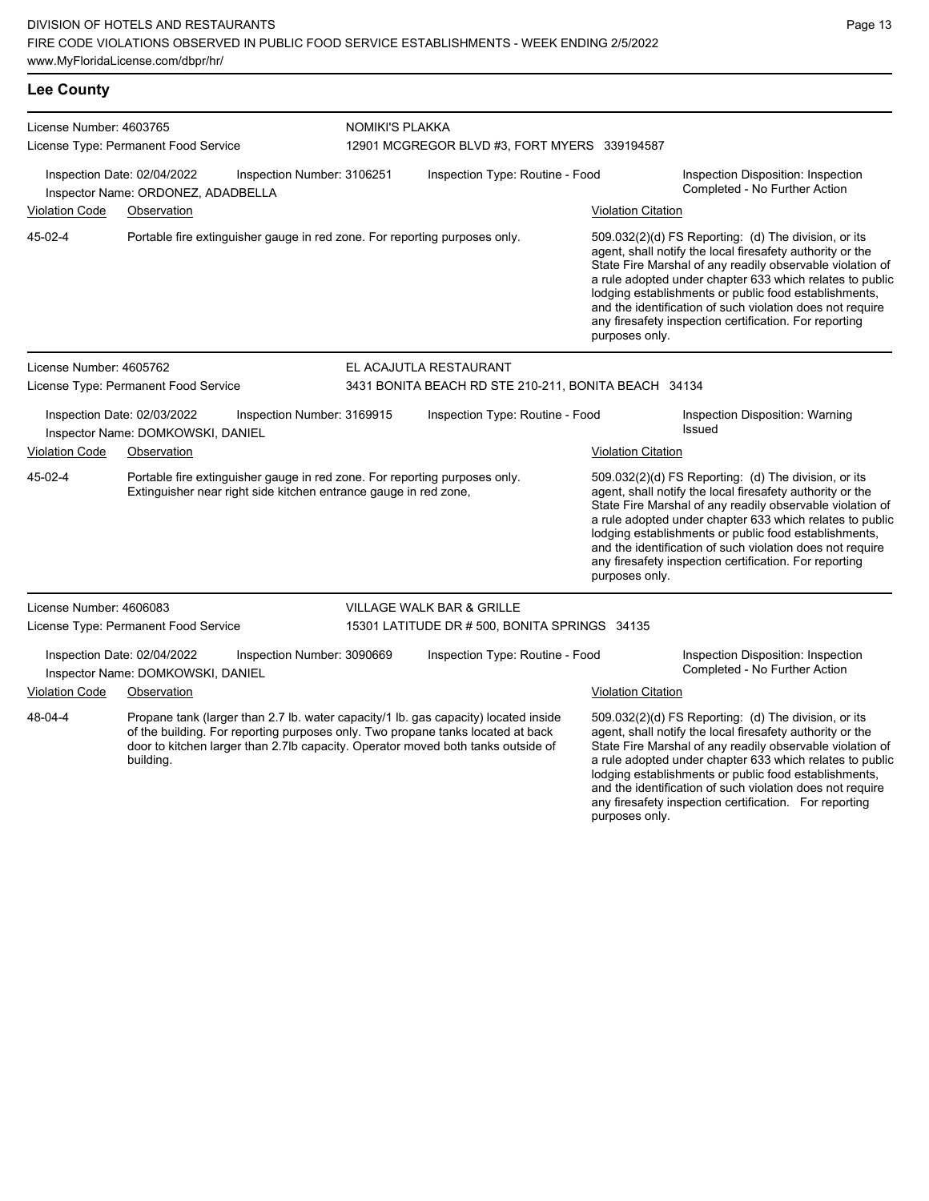## Lee County

**License Number:** 4603765
**License Type:** Permanent Food Service
**NOMIKI'S PLAKKA**
12901 MCGREGOR BLVD #3, FORT MYERS 339194587

Inspection Date: 02/04/2022 | Inspection Number: 3106251 | Inspection Type: Routine - Food | Inspection Disposition: Inspection Completed - No Further Action
Inspector Name: ORDONEZ, ADADBELLA

| Violation Code | Observation | Violation Citation |
|---|---|---|
| 45-02-4 | Portable fire extinguisher gauge in red zone. For reporting purposes only. | 509.032(2)(d) FS Reporting: (d) The division, or its agent, shall notify the local firesafety authority or the State Fire Marshal of any readily observable violation of a rule adopted under chapter 633 which relates to public lodging establishments or public food establishments, and the identification of such violation does not require any firesafety inspection certification. For reporting purposes only. |

**License Number:** 4605762
**License Type:** Permanent Food Service
**EL ACAJUTLA RESTAURANT**
3431 BONITA BEACH RD STE 210-211, BONITA BEACH 34134

Inspection Date: 02/03/2022 | Inspection Number: 3169915 | Inspection Type: Routine - Food | Inspection Disposition: Warning Issued
Inspector Name: DOMKOWSKI, DANIEL

| Violation Code | Observation | Violation Citation |
|---|---|---|
| 45-02-4 | Portable fire extinguisher gauge in red zone. For reporting purposes only. Extinguisher near right side kitchen entrance gauge in red zone, | 509.032(2)(d) FS Reporting: (d) The division, or its agent, shall notify the local firesafety authority or the State Fire Marshal of any readily observable violation of a rule adopted under chapter 633 which relates to public lodging establishments or public food establishments, and the identification of such violation does not require any firesafety inspection certification. For reporting purposes only. |

**License Number:** 4606083
**License Type:** Permanent Food Service
**VILLAGE WALK BAR & GRILLE**
15301 LATITUDE DR # 500, BONITA SPRINGS 34135

Inspection Date: 02/04/2022 | Inspection Number: 3090669 | Inspection Type: Routine - Food | Inspection Disposition: Inspection Completed - No Further Action
Inspector Name: DOMKOWSKI, DANIEL

| Violation Code | Observation | Violation Citation |
|---|---|---|
| 48-04-4 | Propane tank (larger than 2.7 lb. water capacity/1 lb. gas capacity) located inside of the building. For reporting purposes only. Two propane tanks located at back door to kitchen larger than 2.7lb capacity. Operator moved both tanks outside of building. | 509.032(2)(d) FS Reporting: (d) The division, or its agent, shall notify the local firesafety authority or the State Fire Marshal of any readily observable violation of a rule adopted under chapter 633 which relates to public lodging establishments or public food establishments, and the identification of such violation does not require any firesafety inspection certification. For reporting purposes only. |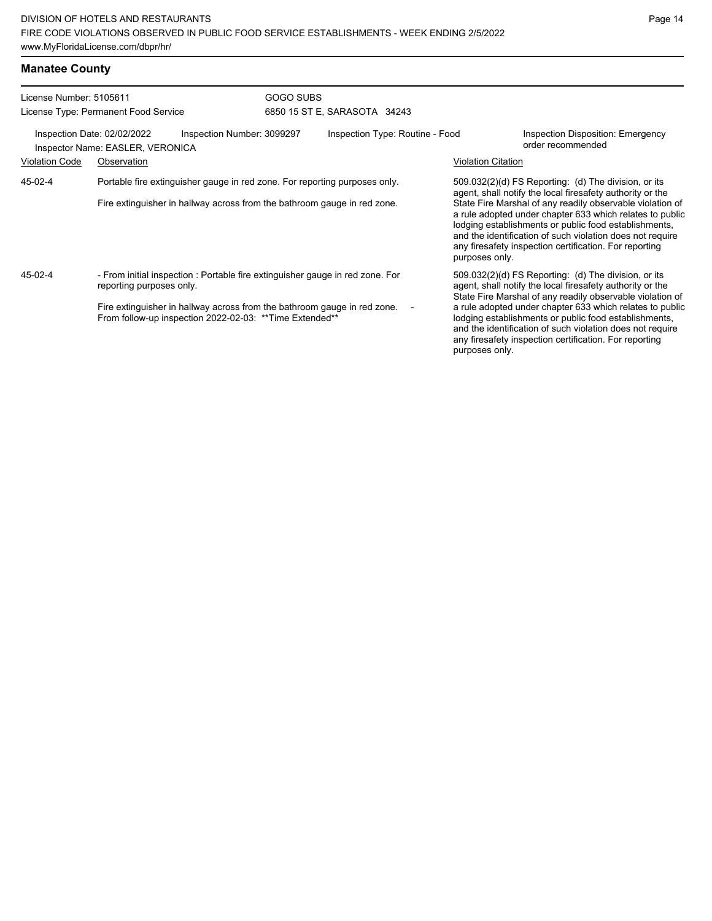## Manatee County

License Number: 5105611
License Type: Permanent Food Service

GOGO SUBS
6850 15 ST E, SARASOTA 34243

Inspection Date: 02/02/2022 | Inspection Number: 3099297 | Inspection Type: Routine - Food | Inspection Disposition: Emergency order recommended

Inspector Name: EASLER, VERONICA

| Violation Code | Observation | Violation Citation |
|---|---|---|
| 45-02-4 | Portable fire extinguisher gauge in red zone. For reporting purposes only.<br><br>Fire extinguisher in hallway across from the bathroom gauge in red zone. | 509.032(2)(d) FS Reporting: (d) The division, or its agent, shall notify the local firesafety authority or the State Fire Marshal of any readily observable violation of a rule adopted under chapter 633 which relates to public lodging establishments or public food establishments, and the identification of such violation does not require any firesafety inspection certification. For reporting purposes only. |
| 45-02-4 | - From initial inspection : Portable fire extinguisher gauge in red zone. For reporting purposes only.<br><br>Fire extinguisher in hallway across from the bathroom gauge in red zone. - From follow-up inspection 2022-02-03: **Time Extended** | 509.032(2)(d) FS Reporting: (d) The division, or its agent, shall notify the local firesafety authority or the State Fire Marshal of any readily observable violation of a rule adopted under chapter 633 which relates to public lodging establishments or public food establishments, and the identification of such violation does not require any firesafety inspection certification. For reporting purposes only. |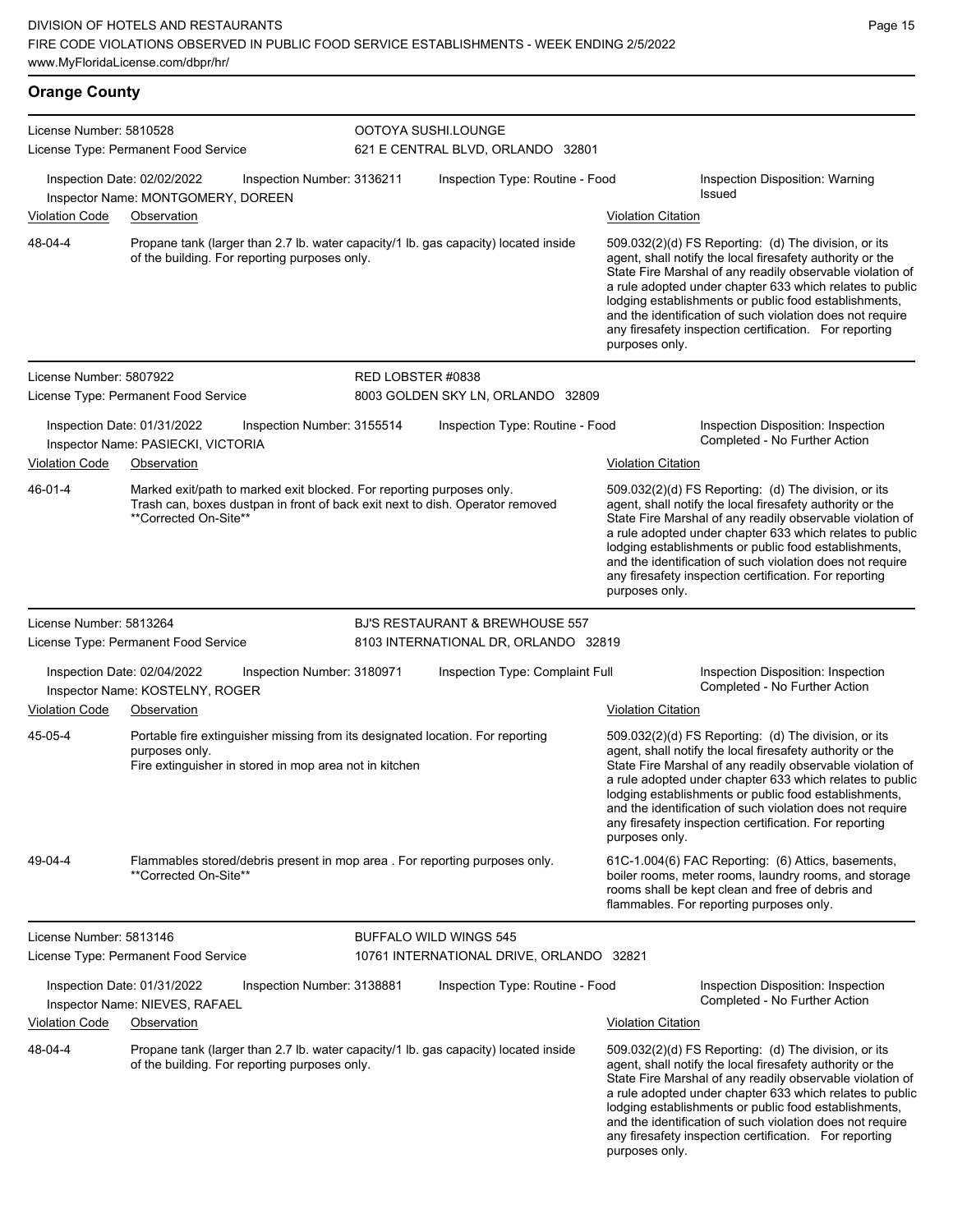## Orange County

**License Number:** 5810528
**License Type:** Permanent Food Service

**OOTOYA SUSHI.LOUNGE**
621 E CENTRAL BLVD, ORLANDO 32801

Inspection Date: 02/02/2022 | Inspection Number: 3136211 | Inspection Type: Routine - Food | Inspection Disposition: Warning Issued
Inspector Name: MONTGOMERY, DOREEN

| Violation Code | Observation | Violation Citation |
| --- | --- | --- |
| 48-04-4 | Propane tank (larger than 2.7 lb. water capacity/1 lb. gas capacity) located inside of the building. For reporting purposes only. | 509.032(2)(d) FS Reporting: (d) The division, or its agent, shall notify the local firesafety authority or the State Fire Marshal of any readily observable violation of a rule adopted under chapter 633 which relates to public lodging establishments or public food establishments, and the identification of such violation does not require any firesafety inspection certification. For reporting purposes only. |

**License Number:** 5807922
**License Type:** Permanent Food Service

**RED LOBSTER #0838**
8003 GOLDEN SKY LN, ORLANDO 32809

Inspection Date: 01/31/2022 | Inspection Number: 3155514 | Inspection Type: Routine - Food | Inspection Disposition: Inspection Completed - No Further Action
Inspector Name: PASIECKI, VICTORIA

| Violation Code | Observation | Violation Citation |
| --- | --- | --- |
| 46-01-4 | Marked exit/path to marked exit blocked. For reporting purposes only. Trash can, boxes dustpan in front of back exit next to dish. Operator removed **Corrected On-Site** | 509.032(2)(d) FS Reporting: (d) The division, or its agent, shall notify the local firesafety authority or the State Fire Marshal of any readily observable violation of a rule adopted under chapter 633 which relates to public lodging establishments or public food establishments, and the identification of such violation does not require any firesafety inspection certification. For reporting purposes only. |

**License Number:** 5813264
**License Type:** Permanent Food Service

**BJ'S RESTAURANT & BREWHOUSE 557**
8103 INTERNATIONAL DR, ORLANDO 32819

Inspection Date: 02/04/2022 | Inspection Number: 3180971 | Inspection Type: Complaint Full | Inspection Disposition: Inspection Completed - No Further Action
Inspector Name: KOSTELNY, ROGER

| Violation Code | Observation | Violation Citation |
| --- | --- | --- |
| 45-05-4 | Portable fire extinguisher missing from its designated location. For reporting purposes only. Fire extinguisher in stored in mop area not in kitchen | 509.032(2)(d) FS Reporting: (d) The division, or its agent, shall notify the local firesafety authority or the State Fire Marshal of any readily observable violation of a rule adopted under chapter 633 which relates to public lodging establishments or public food establishments, and the identification of such violation does not require any firesafety inspection certification. For reporting purposes only. |
| 49-04-4 | Flammables stored/debris present in mop area . For reporting purposes only. **Corrected On-Site** | 61C-1.004(6) FAC Reporting: (6) Attics, basements, boiler rooms, meter rooms, laundry rooms, and storage rooms shall be kept clean and free of debris and flammables. For reporting purposes only. |

**License Number:** 5813146
**License Type:** Permanent Food Service

**BUFFALO WILD WINGS 545**
10761 INTERNATIONAL DRIVE, ORLANDO 32821

Inspection Date: 01/31/2022 | Inspection Number: 3138881 | Inspection Type: Routine - Food | Inspection Disposition: Inspection Completed - No Further Action
Inspector Name: NIEVES, RAFAEL

| Violation Code | Observation | Violation Citation |
| --- | --- | --- |
| 48-04-4 | Propane tank (larger than 2.7 lb. water capacity/1 lb. gas capacity) located inside of the building. For reporting purposes only. | 509.032(2)(d) FS Reporting: (d) The division, or its agent, shall notify the local firesafety authority or the State Fire Marshal of any readily observable violation of a rule adopted under chapter 633 which relates to public lodging establishments or public food establishments, and the identification of such violation does not require any firesafety inspection certification. For reporting purposes only. |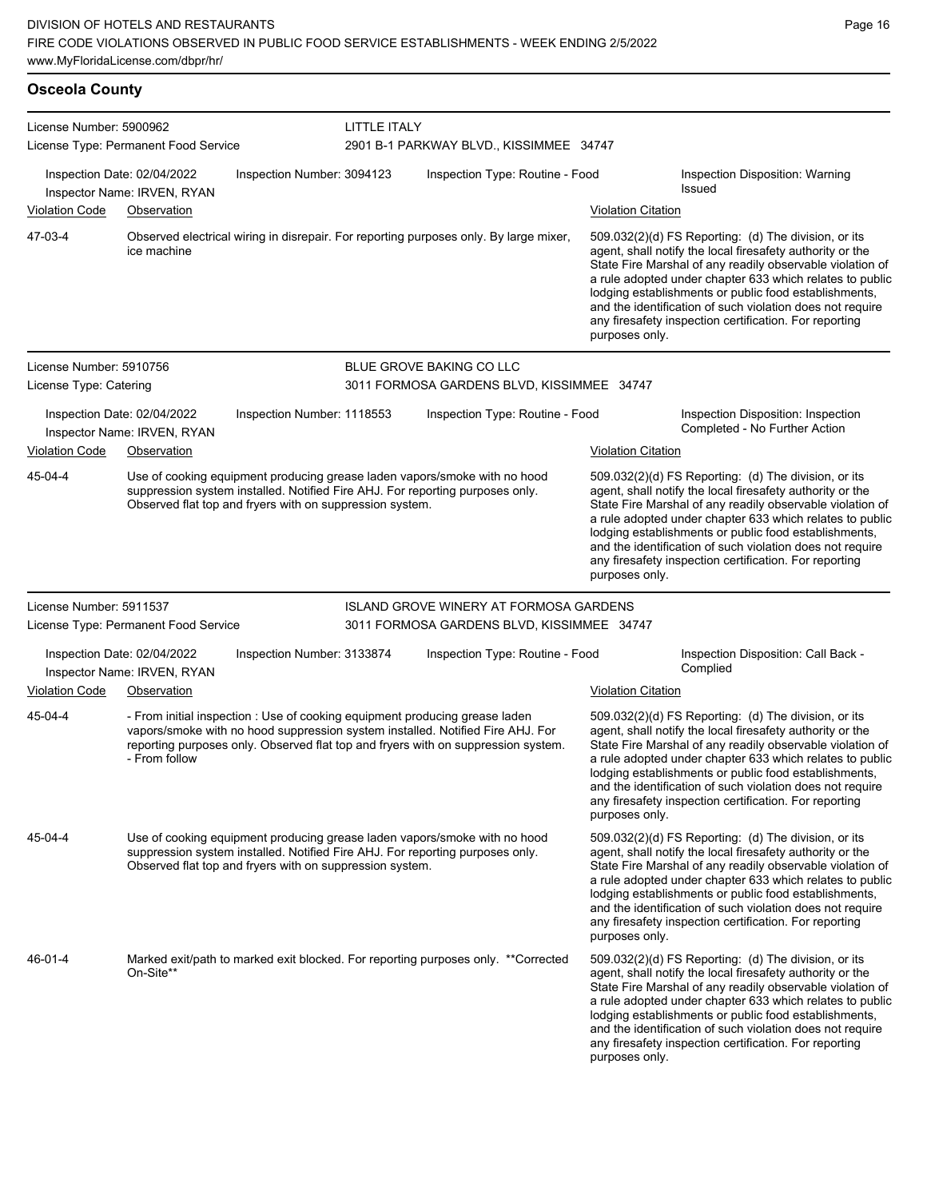## Osceola County

**License Number:** 5900962
**License Type:** Permanent Food Service

**LITTLE ITALY**
2901 B-1 PARKWAY BLVD., KISSIMMEE 34747

Inspection Date: 02/04/2022 | Inspection Number: 3094123 | Inspection Type: Routine - Food | Inspection Disposition: Warning Issued
Inspector Name: IRVEN, RYAN

| Violation Code | Observation | Violation Citation |
|---|---|---|
| 47-03-4 | Observed electrical wiring in disrepair. For reporting purposes only. By large mixer, ice machine | 509.032(2)(d) FS Reporting: (d) The division, or its agent, shall notify the local firesafety authority or the State Fire Marshal of any readily observable violation of a rule adopted under chapter 633 which relates to public lodging establishments or public food establishments, and the identification of such violation does not require any firesafety inspection certification. For reporting purposes only. |

---

**License Number:** 5910756
**License Type:** Catering

**BLUE GROVE BAKING CO LLC**
3011 FORMOSA GARDENS BLVD, KISSIMMEE 34747

Inspection Date: 02/04/2022 | Inspection Number: 1118553 | Inspection Type: Routine - Food | Inspection Disposition: Inspection Completed - No Further Action
Inspector Name: IRVEN, RYAN

| Violation Code | Observation | Violation Citation |
|---|---|---|
| 45-04-4 | Use of cooking equipment producing grease laden vapors/smoke with no hood suppression system installed. Notified Fire AHJ. For reporting purposes only. Observed flat top and fryers with on suppression system. | 509.032(2)(d) FS Reporting: (d) The division, or its agent, shall notify the local firesafety authority or the State Fire Marshal of any readily observable violation of a rule adopted under chapter 633 which relates to public lodging establishments or public food establishments, and the identification of such violation does not require any firesafety inspection certification. For reporting purposes only. |

---

**License Number:** 5911537
**License Type:** Permanent Food Service

**ISLAND GROVE WINERY AT FORMOSA GARDENS**
3011 FORMOSA GARDENS BLVD, KISSIMMEE 34747

Inspection Date: 02/04/2022 | Inspection Number: 3133874 | Inspection Type: Routine - Food | Inspection Disposition: Call Back - Complied
Inspector Name: IRVEN, RYAN

| Violation Code | Observation | Violation Citation |
|---|---|---|
| 45-04-4 | - From initial inspection : Use of cooking equipment producing grease laden vapors/smoke with no hood suppression system installed. Notified Fire AHJ. For reporting purposes only. Observed flat top and fryers with on suppression system. - From follow | 509.032(2)(d) FS Reporting: (d) The division, or its agent, shall notify the local firesafety authority or the State Fire Marshal of any readily observable violation of a rule adopted under chapter 633 which relates to public lodging establishments or public food establishments, and the identification of such violation does not require any firesafety inspection certification. For reporting purposes only. |
| 45-04-4 | Use of cooking equipment producing grease laden vapors/smoke with no hood suppression system installed. Notified Fire AHJ. For reporting purposes only. Observed flat top and fryers with on suppression system. | 509.032(2)(d) FS Reporting: (d) The division, or its agent, shall notify the local firesafety authority or the State Fire Marshal of any readily observable violation of a rule adopted under chapter 633 which relates to public lodging establishments or public food establishments, and the identification of such violation does not require any firesafety inspection certification. For reporting purposes only. |
| 46-01-4 | Marked exit/path to marked exit blocked. For reporting purposes only. **Corrected On-Site** | 509.032(2)(d) FS Reporting: (d) The division, or its agent, shall notify the local firesafety authority or the State Fire Marshal of any readily observable violation of a rule adopted under chapter 633 which relates to public lodging establishments or public food establishments, and the identification of such violation does not require any firesafety inspection certification. For reporting purposes only. |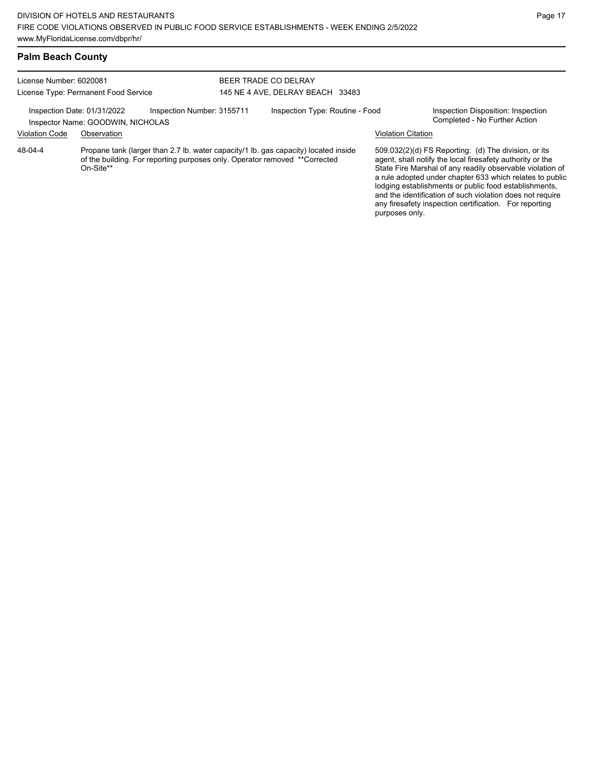## Palm Beach County

License Number: 6020081
License Type: Permanent Food Service

BEER TRADE CO DELRAY
145 NE 4 AVE, DELRAY BEACH 33483

Inspection Date: 01/31/2022
Inspector Name: GOODWIN, NICHOLAS
Inspection Number: 3155711
Inspection Type: Routine - Food
Inspection Disposition: Inspection Completed - No Further Action

| Violation Code | Observation | Violation Citation |
|---|---|---|
| 48-04-4 | Propane tank (larger than 2.7 lb. water capacity/1 lb. gas capacity) located inside of the building. For reporting purposes only. Operator removed **Corrected On-Site** | 509.032(2)(d) FS Reporting: (d) The division, or its agent, shall notify the local firesafety authority or the State Fire Marshal of any readily observable violation of a rule adopted under chapter 633 which relates to public lodging establishments or public food establishments, and the identification of such violation does not require any firesafety inspection certification. For reporting purposes only. |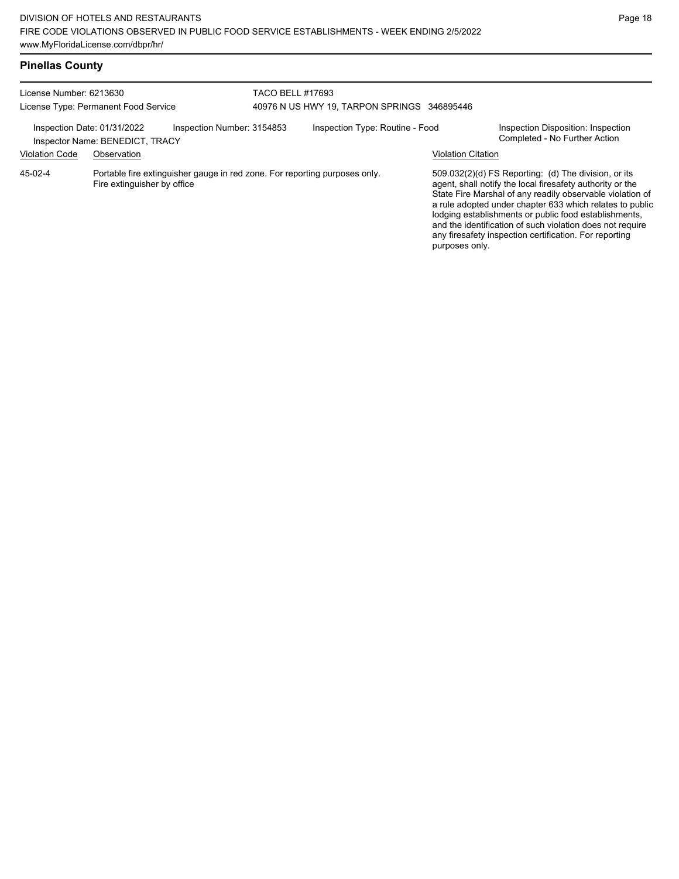## Pinellas County

License Number: 6213630
License Type: Permanent Food Service

TACO BELL #17693
40976 N US HWY 19, TARPON SPRINGS 346895446

Inspection Date: 01/31/2022
Inspector Name: BENEDICT, TRACY

Inspection Number: 3154853

Inspection Type: Routine - Food

Inspection Disposition: Inspection Completed - No Further Action

| Violation Code | Observation | Violation Citation |
|---|---|---|
| 45-02-4 | Portable fire extinguisher gauge in red zone. For reporting purposes only. Fire extinguisher by office | 509.032(2)(d) FS Reporting: (d) The division, or its agent, shall notify the local firesafety authority or the State Fire Marshal of any readily observable violation of a rule adopted under chapter 633 which relates to public lodging establishments or public food establishments, and the identification of such violation does not require any firesafety inspection certification. For reporting purposes only. |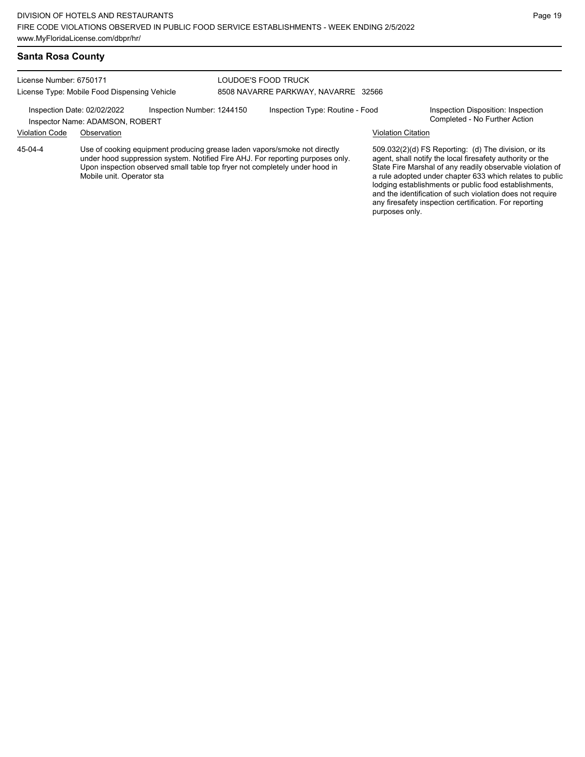## Santa Rosa County

License Number: 6750171
License Type: Mobile Food Dispensing Vehicle

LOUDOE'S FOOD TRUCK
8508 NAVARRE PARKWAY, NAVARRE 32566

Inspection Date: 02/02/2022
Inspector Name: ADAMSON, ROBERT
Inspection Number: 1244150
Inspection Type: Routine - Food
Inspection Disposition: Inspection Completed - No Further Action

| Violation Code | Observation | Violation Citation |
| --- | --- | --- |
| 45-04-4 | Use of cooking equipment producing grease laden vapors/smoke not directly under hood suppression system. Notified Fire AHJ. For reporting purposes only. Upon inspection observed small table top fryer not completely under hood in Mobile unit. Operator sta | 509.032(2)(d) FS Reporting: (d) The division, or its agent, shall notify the local firesafety authority or the State Fire Marshal of any readily observable violation of a rule adopted under chapter 633 which relates to public lodging establishments or public food establishments, and the identification of such violation does not require any firesafety inspection certification. For reporting purposes only. |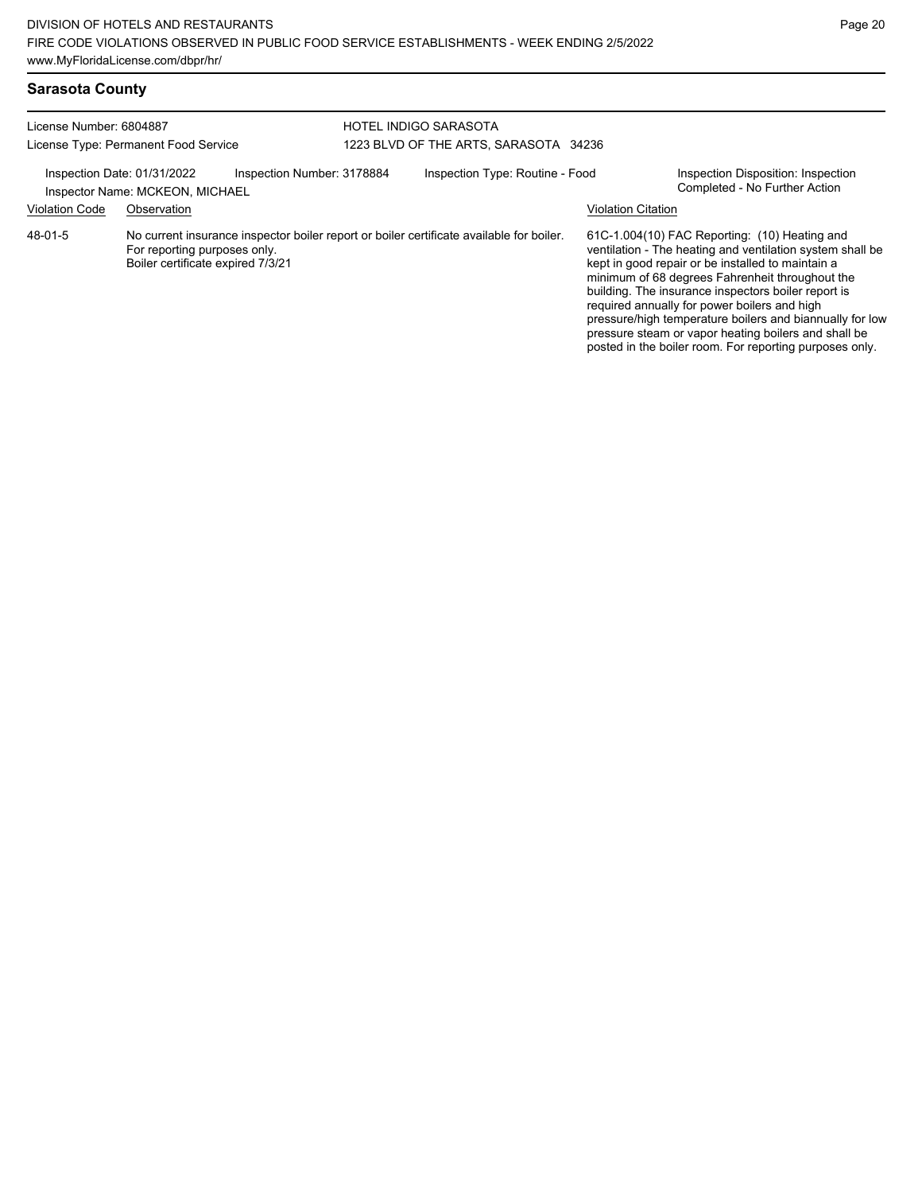## Sarasota County

License Number: 6804887
License Type: Permanent Food Service

HOTEL INDIGO SARASOTA
1223 BLVD OF THE ARTS, SARASOTA 34236

Inspection Date: 01/31/2022
Inspector Name: MCKEON, MICHAEL
Inspection Number: 3178884
Inspection Type: Routine - Food
Inspection Disposition: Inspection Completed - No Further Action

| Violation Code | Observation | Violation Citation |
|---|---|---|
| 48-01-5 | No current insurance inspector boiler report or boiler certificate available for boiler. For reporting purposes only. Boiler certificate expired 7/3/21 | 61C-1.004(10) FAC Reporting: (10) Heating and ventilation - The heating and ventilation system shall be kept in good repair or be installed to maintain a minimum of 68 degrees Fahrenheit throughout the building. The insurance inspectors boiler report is required annually for power boilers and high pressure/high temperature boilers and biannually for low pressure steam or vapor heating boilers and shall be posted in the boiler room. For reporting purposes only. |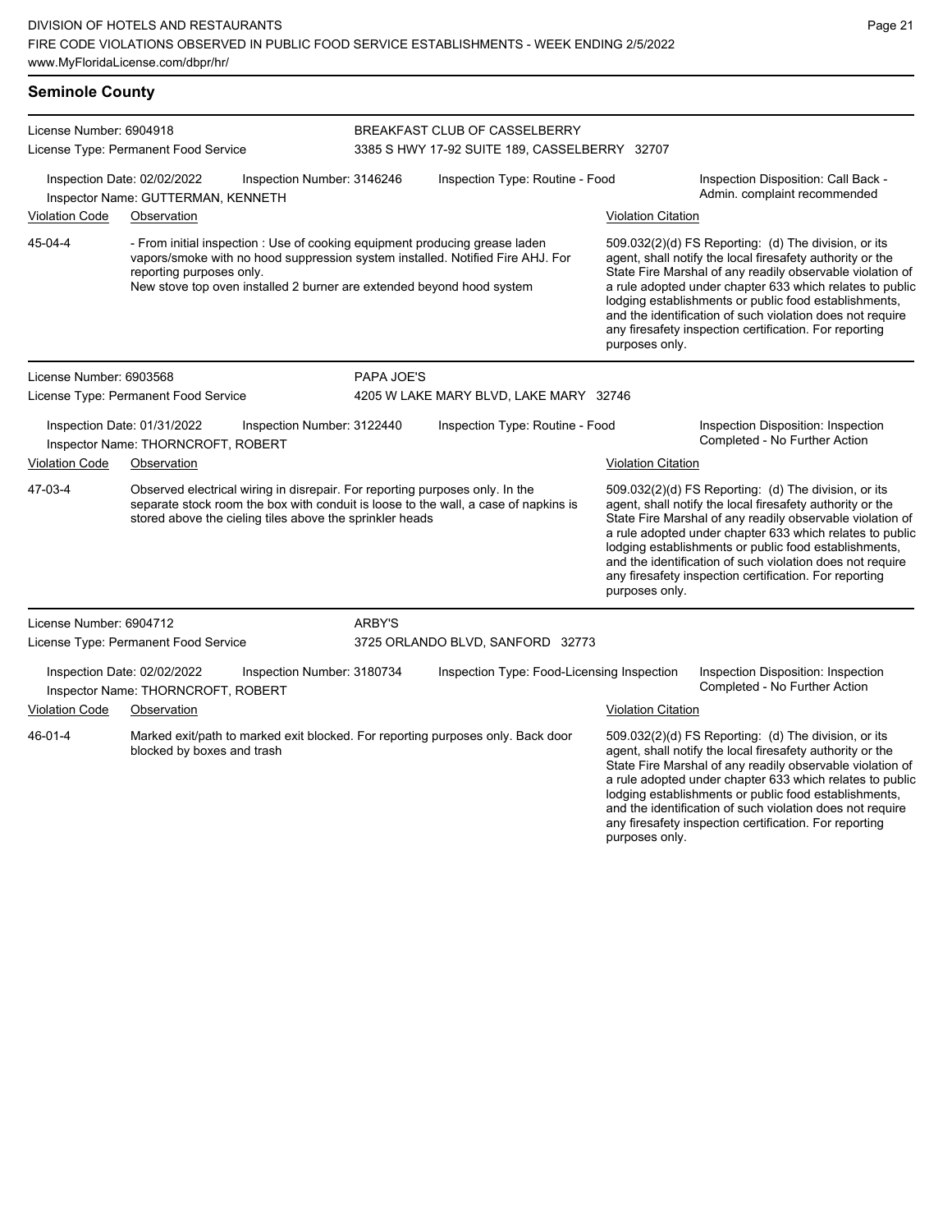## Seminole County

**License Number:** 6904918
**License Type:** Permanent Food Service

**BREAKFAST CLUB OF CASSELBERRY**
3385 S HWY 17-92 SUITE 189, CASSELBERRY 32707

**Inspection Date:** 02/02/2022
**Inspection Number:** 3146246
**Inspection Type:** Routine - Food
**Inspection Disposition:** Call Back - Admin. complaint recommended
**Inspector Name:** GUTTERMAN, KENNETH

| Violation Code | Observation | Violation Citation |
|---|---|---|
| 45-04-4 | - From initial inspection : Use of cooking equipment producing grease laden vapors/smoke with no hood suppression system installed. Notified Fire AHJ. For reporting purposes only. New stove top oven installed 2 burner are extended beyond hood system | 509.032(2)(d) FS Reporting: (d) The division, or its agent, shall notify the local firesafety authority or the State Fire Marshal of any readily observable violation of a rule adopted under chapter 633 which relates to public lodging establishments or public food establishments, and the identification of such violation does not require any firesafety inspection certification. For reporting purposes only. |

**License Number:** 6903568
**License Type:** Permanent Food Service

**PAPA JOE'S**
4205 W LAKE MARY BLVD, LAKE MARY 32746

**Inspection Date:** 01/31/2022
**Inspection Number:** 3122440
**Inspection Type:** Routine - Food
**Inspection Disposition:** Inspection Completed - No Further Action
**Inspector Name:** THORNCROFT, ROBERT

| Violation Code | Observation | Violation Citation |
|---|---|---|
| 47-03-4 | Observed electrical wiring in disrepair. For reporting purposes only. In the separate stock room the box with conduit is loose to the wall, a case of napkins is stored above the cieling tiles above the sprinkler heads | 509.032(2)(d) FS Reporting: (d) The division, or its agent, shall notify the local firesafety authority or the State Fire Marshal of any readily observable violation of a rule adopted under chapter 633 which relates to public lodging establishments or public food establishments, and the identification of such violation does not require any firesafety inspection certification. For reporting purposes only. |

**License Number:** 6904712
**License Type:** Permanent Food Service

**ARBY'S**
3725 ORLANDO BLVD, SANFORD 32773

**Inspection Date:** 02/02/2022
**Inspection Number:** 3180734
**Inspection Type:** Food-Licensing Inspection
**Inspection Disposition:** Inspection Completed - No Further Action
**Inspector Name:** THORNCROFT, ROBERT

| Violation Code | Observation | Violation Citation |
|---|---|---|
| 46-01-4 | Marked exit/path to marked exit blocked. For reporting purposes only. Back door blocked by boxes and trash | 509.032(2)(d) FS Reporting: (d) The division, or its agent, shall notify the local firesafety authority or the State Fire Marshal of any readily observable violation of a rule adopted under chapter 633 which relates to public lodging establishments or public food establishments, and the identification of such violation does not require any firesafety inspection certification. For reporting purposes only. |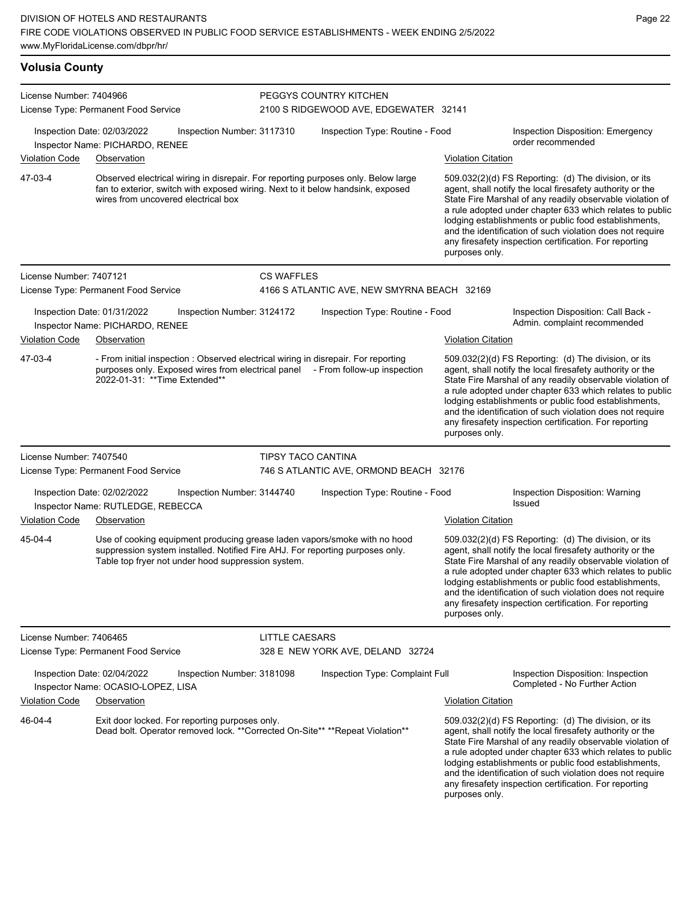## Volusia County

**License Number:** 7404966
**License Type:** Permanent Food Service

**PEGGYS COUNTRY KITCHEN**
2100 S RIDGEWOOD AVE, EDGEWATER 32141

Inspection Date: 02/03/2022 | Inspection Number: 3117310 | Inspection Type: Routine - Food | Inspection Disposition: Emergency order recommended

Inspector Name: PICHARDO, RENEE

| Violation Code | Observation | Violation Citation |
| --- | --- | --- |
| 47-03-4 | Observed electrical wiring in disrepair. For reporting purposes only. Below large fan to exterior, switch with exposed wiring. Next to it below handsink, exposed wires from uncovered electrical box | 509.032(2)(d) FS Reporting: (d) The division, or its agent, shall notify the local firesafety authority or the State Fire Marshal of any readily observable violation of a rule adopted under chapter 633 which relates to public lodging establishments or public food establishments, and the identification of such violation does not require any firesafety inspection certification. For reporting purposes only. |

---

**License Number:** 7407121
**License Type:** Permanent Food Service

**CS WAFFLES**
4166 S ATLANTIC AVE, NEW SMYRNA BEACH 32169

Inspection Date: 01/31/2022 | Inspection Number: 3124172 | Inspection Type: Routine - Food | Inspection Disposition: Call Back - Admin. complaint recommended

Inspector Name: PICHARDO, RENEE

| Violation Code | Observation | Violation Citation |
| --- | --- | --- |
| 47-03-4 | - From initial inspection : Observed electrical wiring in disrepair. For reporting purposes only. Exposed wires from electrical panel - From follow-up inspection 2022-01-31: **Time Extended** | 509.032(2)(d) FS Reporting: (d) The division, or its agent, shall notify the local firesafety authority or the State Fire Marshal of any readily observable violation of a rule adopted under chapter 633 which relates to public lodging establishments or public food establishments, and the identification of such violation does not require any firesafety inspection certification. For reporting purposes only. |

---

**License Number:** 7407540
**License Type:** Permanent Food Service

**TIPSY TACO CANTINA**
746 S ATLANTIC AVE, ORMOND BEACH 32176

Inspection Date: 02/02/2022 | Inspection Number: 3144740 | Inspection Type: Routine - Food | Inspection Disposition: Warning Issued

Inspector Name: RUTLEDGE, REBECCA

| Violation Code | Observation | Violation Citation |
| --- | --- | --- |
| 45-04-4 | Use of cooking equipment producing grease laden vapors/smoke with no hood suppression system installed. Notified Fire AHJ. For reporting purposes only. Table top fryer not under hood suppression system. | 509.032(2)(d) FS Reporting: (d) The division, or its agent, shall notify the local firesafety authority or the State Fire Marshal of any readily observable violation of a rule adopted under chapter 633 which relates to public lodging establishments or public food establishments, and the identification of such violation does not require any firesafety inspection certification. For reporting purposes only. |

---

**License Number:** 7406465
**License Type:** Permanent Food Service

**LITTLE CAESARS**
328 E NEW YORK AVE, DELAND 32724

Inspection Date: 02/04/2022 | Inspection Number: 3181098 | Inspection Type: Complaint Full | Inspection Disposition: Inspection Completed - No Further Action

Inspector Name: OCASIO-LOPEZ, LISA

| Violation Code | Observation | Violation Citation |
| --- | --- | --- |
| 46-04-4 | Exit door locked. For reporting purposes only. Dead bolt. Operator removed lock. **Corrected On-Site** **Repeat Violation** | 509.032(2)(d) FS Reporting: (d) The division, or its agent, shall notify the local firesafety authority or the State Fire Marshal of any readily observable violation of a rule adopted under chapter 633 which relates to public lodging establishments or public food establishments, and the identification of such violation does not require any firesafety inspection certification. For reporting purposes only. |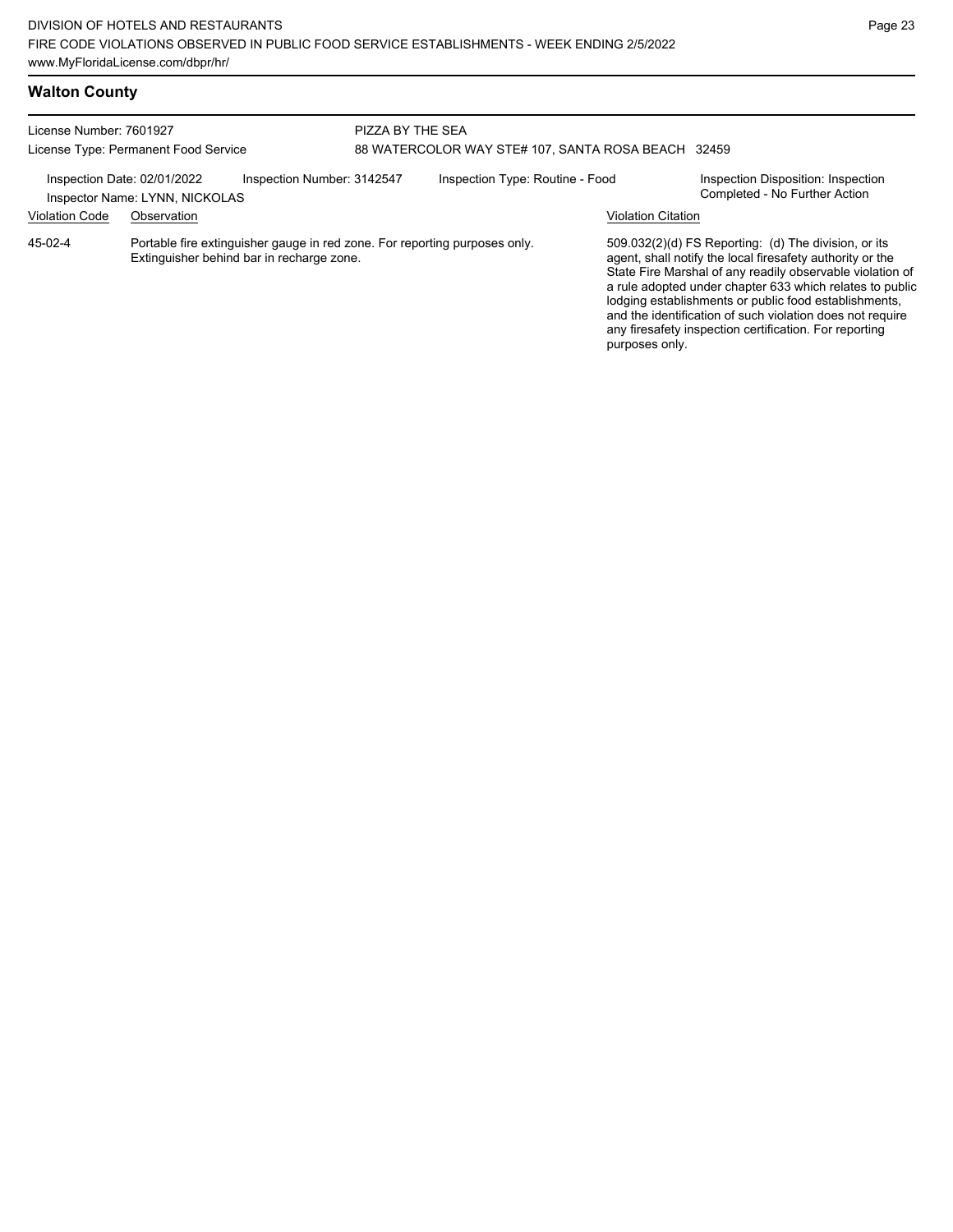## Walton County

License Number: 7601927
License Type: Permanent Food Service

PIZZA BY THE SEA
88 WATERCOLOR WAY STE# 107, SANTA ROSA BEACH 32459

Inspection Date: 02/01/2022
Inspector Name: LYNN, NICKOLAS
Inspection Number: 3142547
Inspection Type: Routine - Food
Inspection Disposition: Inspection Completed - No Further Action

| Violation Code | Observation | Violation Citation |
|---|---|---|
| 45-02-4 | Portable fire extinguisher gauge in red zone. For reporting purposes only. Extinguisher behind bar in recharge zone. | 509.032(2)(d) FS Reporting: (d) The division, or its agent, shall notify the local firesafety authority or the State Fire Marshal of any readily observable violation of a rule adopted under chapter 633 which relates to public lodging establishments or public food establishments, and the identification of such violation does not require any firesafety inspection certification. For reporting purposes only. |